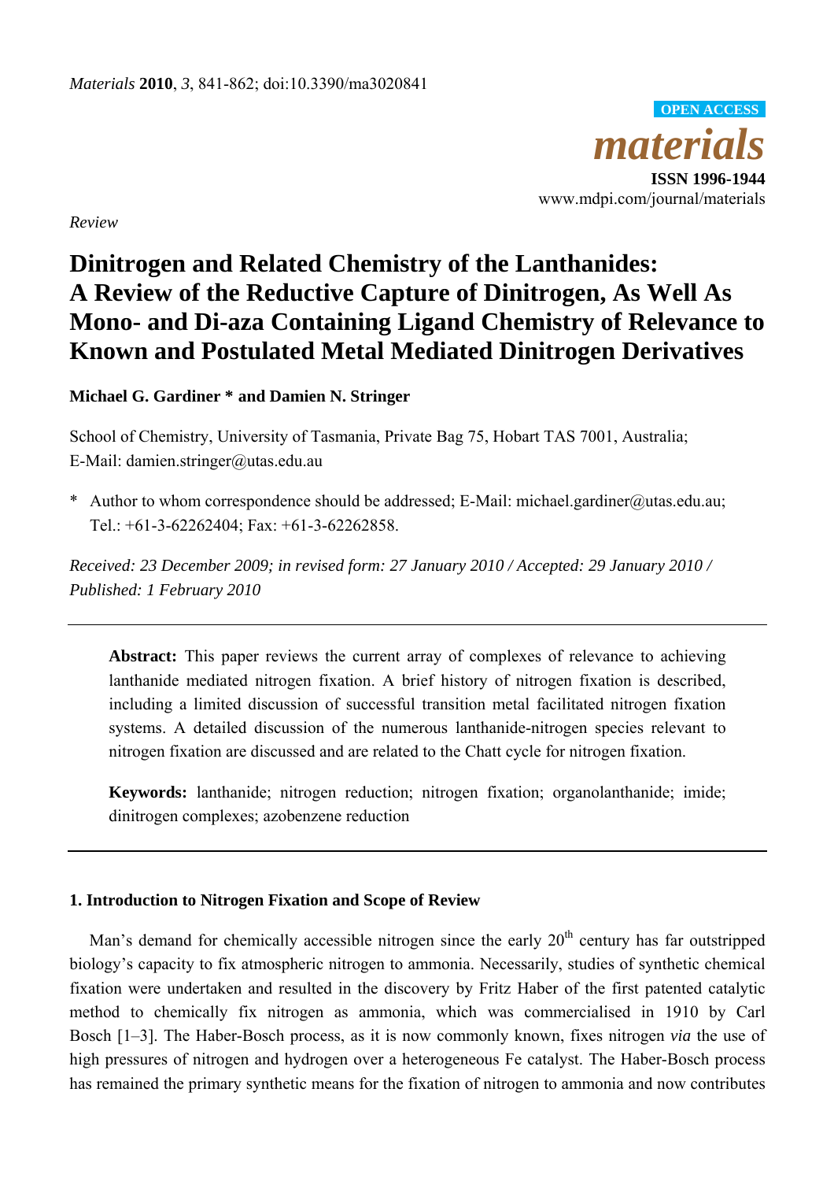*Review*

# Dinitrogen and Related Chemistry of the Lanthanides: A Review of the Reductive Capture of Dinitrogen, As Well As Mono- and Di-aza Containing Ligand Chemistry of Relevance to Known and Postulated Metal Mediated Dinitrogen Derivatives

**Michael G. Gardiner * and Damien N. Stringer**

School of Chemistry, University of Tasmania, Private Bag 75, Hobart TAS 7001, Australia; E-Mail: damien.stringer@utas.edu.au

\* Author to whom correspondence should be addressed; E-Mail: michael.gardiner@utas.edu.au; Tel.: +61-3-62262404; Fax: +61-3-62262858.

*Received: 23 December 2009; in revised form: 27 January 2010 / Accepted: 29 January 2010 / Published: 1 February 2010*

---

> **Abstract:** This paper reviews the current array of complexes of relevance to achieving lanthanide mediated nitrogen fixation. A brief history of nitrogen fixation is described, including a limited discussion of successful transition metal facilitated nitrogen fixation systems. A detailed discussion of the numerous lanthanide-nitrogen species relevant to nitrogen fixation are discussed and are related to the Chatt cycle for nitrogen fixation.
>
> **Keywords:** lanthanide; nitrogen reduction; nitrogen fixation; organolanthanide; imide; dinitrogen complexes; azobenzene reduction

---

## 1. Introduction to Nitrogen Fixation and Scope of Review

Man's demand for chemically accessible nitrogen since the early 20th century has far outstripped biology's capacity to fix atmospheric nitrogen to ammonia. Necessarily, studies of synthetic chemical fixation were undertaken and resulted in the discovery by Fritz Haber of the first patented catalytic method to chemically fix nitrogen as ammonia, which was commercialised in 1910 by Carl Bosch [1–3]. The Haber-Bosch process, as it is now commonly known, fixes nitrogen *via* the use of high pressures of nitrogen and hydrogen over a heterogeneous Fe catalyst. The Haber-Bosch process has remained the primary synthetic means for the fixation of nitrogen to ammonia and now contributes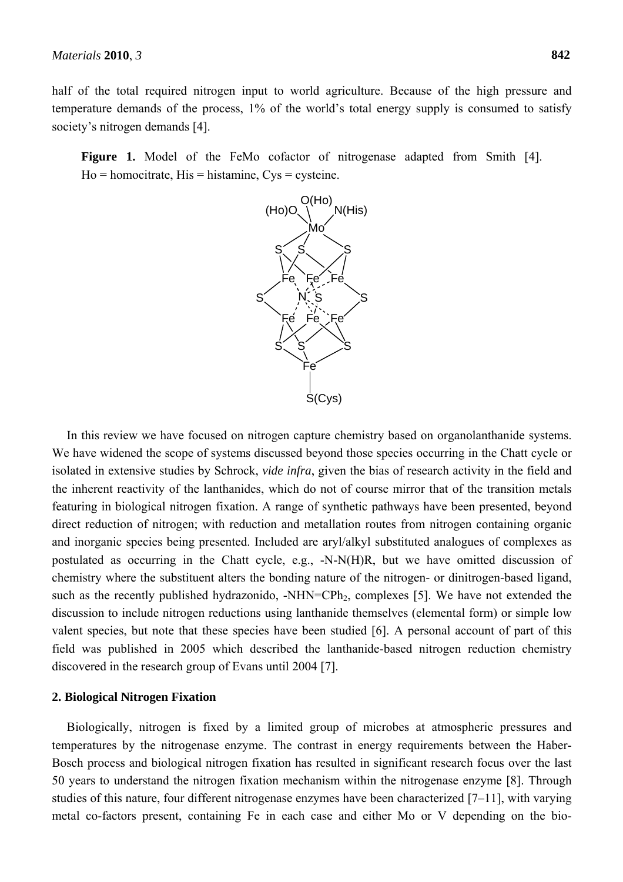half of the total required nitrogen input to world agriculture. Because of the high pressure and temperature demands of the process, 1% of the world's total energy supply is consumed to satisfy society's nitrogen demands [4].

**Figure 1.** Model of the FeMo cofactor of nitrogenase adapted from Smith [4]. Ho = homocitrate, His = histamine, Cys = cysteine.

In this review we have focused on nitrogen capture chemistry based on organolanthanide systems. We have widened the scope of systems discussed beyond those species occurring in the Chatt cycle or isolated in extensive studies by Schrock, *vide infra*, given the bias of research activity in the field and the inherent reactivity of the lanthanides, which do not of course mirror that of the transition metals featuring in biological nitrogen fixation. A range of synthetic pathways have been presented, beyond direct reduction of nitrogen; with reduction and metallation routes from nitrogen containing organic and inorganic species being presented. Included are aryl/alkyl substituted analogues of complexes as postulated as occurring in the Chatt cycle, e.g., -N-N(H)R, but we have omitted discussion of chemistry where the substituent alters the bonding nature of the nitrogen- or dinitrogen-based ligand, such as the recently published hydrazonido, -NHN=$CPh_2$, complexes [5]. We have not extended the discussion to include nitrogen reductions using lanthanide themselves (elemental form) or simple low valent species, but note that these species have been studied [6]. A personal account of part of this field was published in 2005 which described the lanthanide-based nitrogen reduction chemistry discovered in the research group of Evans until 2004 [7].

## 2. Biological Nitrogen Fixation

Biologically, nitrogen is fixed by a limited group of microbes at atmospheric pressures and temperatures by the nitrogenase enzyme. The contrast in energy requirements between the Haber-Bosch process and biological nitrogen fixation has resulted in significant research focus over the last 50 years to understand the nitrogen fixation mechanism within the nitrogenase enzyme [8]. Through studies of this nature, four different nitrogenase enzymes have been characterized [7–11], with varying metal co-factors present, containing Fe in each case and either Mo or V depending on the bio-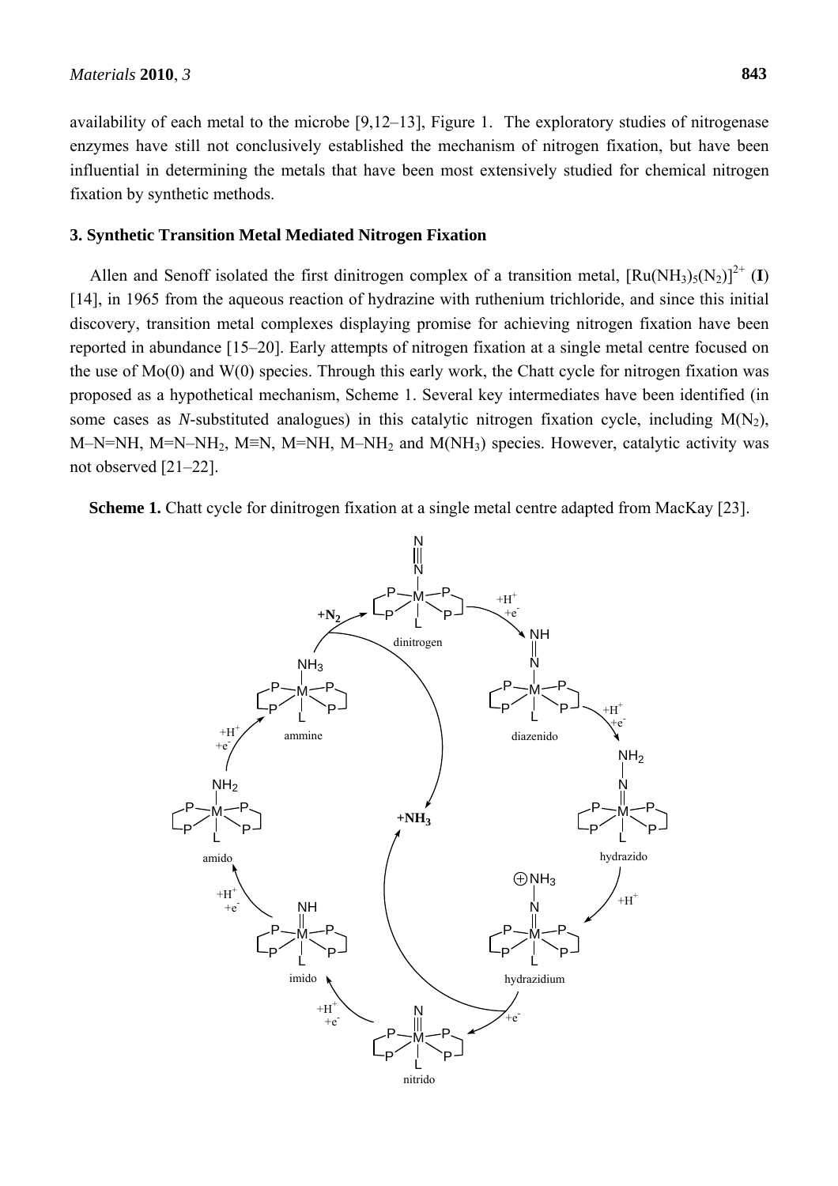availability of each metal to the microbe [9,12–13], Figure 1. The exploratory studies of nitrogenase enzymes have still not conclusively established the mechanism of nitrogen fixation, but have been influential in determining the metals that have been most extensively studied for chemical nitrogen fixation by synthetic methods.

## 3. Synthetic Transition Metal Mediated Nitrogen Fixation

Allen and Senoff isolated the first dinitrogen complex of a transition metal, $[Ru(NH_3)_5(N_2)]^{2+}$ (**I**) [14], in 1965 from the aqueous reaction of hydrazine with ruthenium trichloride, and since this initial discovery, transition metal complexes displaying promise for achieving nitrogen fixation have been reported in abundance [15–20]. Early attempts of nitrogen fixation at a single metal centre focused on the use of Mo(0) and W(0) species. Through this early work, the Chatt cycle for nitrogen fixation was proposed as a hypothetical mechanism, Scheme 1. Several key intermediates have been identified (in some cases as *N*-substituted analogues) in this catalytic nitrogen fixation cycle, including $M(N_2)$, M–N=NH, M=N–$NH_2$, M≡N, M=NH, M–$NH_2$ and $M(NH_3)$ species. However, catalytic activity was not observed [21–22].

**Scheme 1.** Chatt cycle for dinitrogen fixation at a single metal centre adapted from MacKay [23].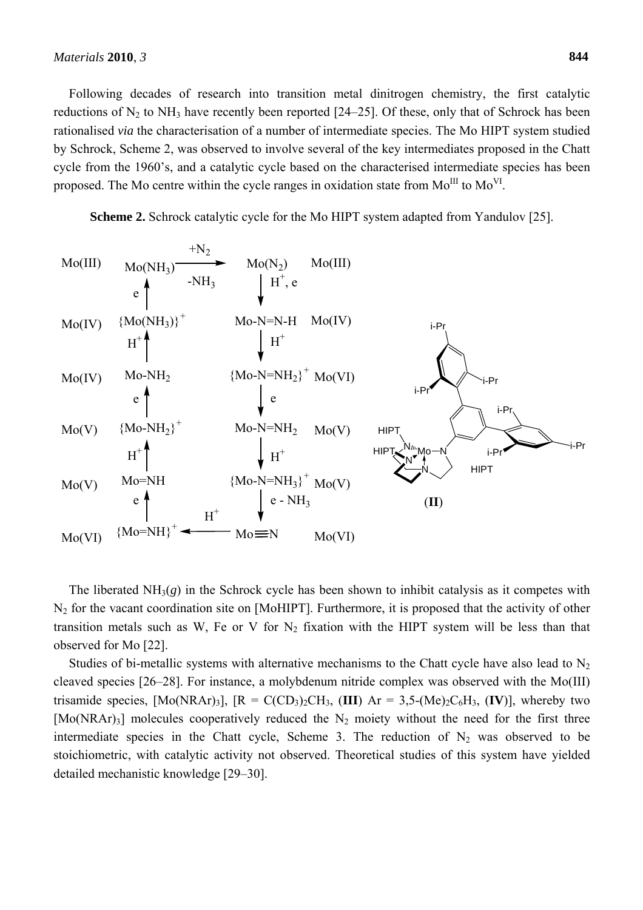Following decades of research into transition metal dinitrogen chemistry, the first catalytic reductions of $N_2$ to $NH_3$ have recently been reported [24–25]. Of these, only that of Schrock has been rationalised *via* the characterisation of a number of intermediate species. The Mo HIPT system studied by Schrock, Scheme 2, was observed to involve several of the key intermediates proposed in the Chatt cycle from the 1960's, and a catalytic cycle based on the characterised intermediate species has been proposed. The Mo centre within the cycle ranges in oxidation state from $Mo^{III}$ to $Mo^{VI}$.

**Scheme 2.** Schrock catalytic cycle for the Mo HIPT system adapted from Yandulov [25].

The liberated $NH_3(g)$ in the Schrock cycle has been shown to inhibit catalysis as it competes with $N_2$ for the vacant coordination site on [MoHIPT]. Furthermore, it is proposed that the activity of other transition metals such as W, Fe or V for $N_2$ fixation with the HIPT system will be less than that observed for Mo [22].

Studies of bi-metallic systems with alternative mechanisms to the Chatt cycle have also lead to $N_2$ cleaved species [26–28]. For instance, a molybdenum nitride complex was observed with the Mo(III) trisamide species, $[Mo(NRAr)_3]$, [R = $C(CD_3)_2CH_3$, (**III**) Ar = 3,5-$(Me)_2C_6H_3$, (**IV**)], whereby two $[Mo(NRAr)_3]$ molecules cooperatively reduced the $N_2$ moiety without the need for the first three intermediate species in the Chatt cycle, Scheme 3. The reduction of $N_2$ was observed to be stoichiometric, with catalytic activity not observed. Theoretical studies of this system have yielded detailed mechanistic knowledge [29–30].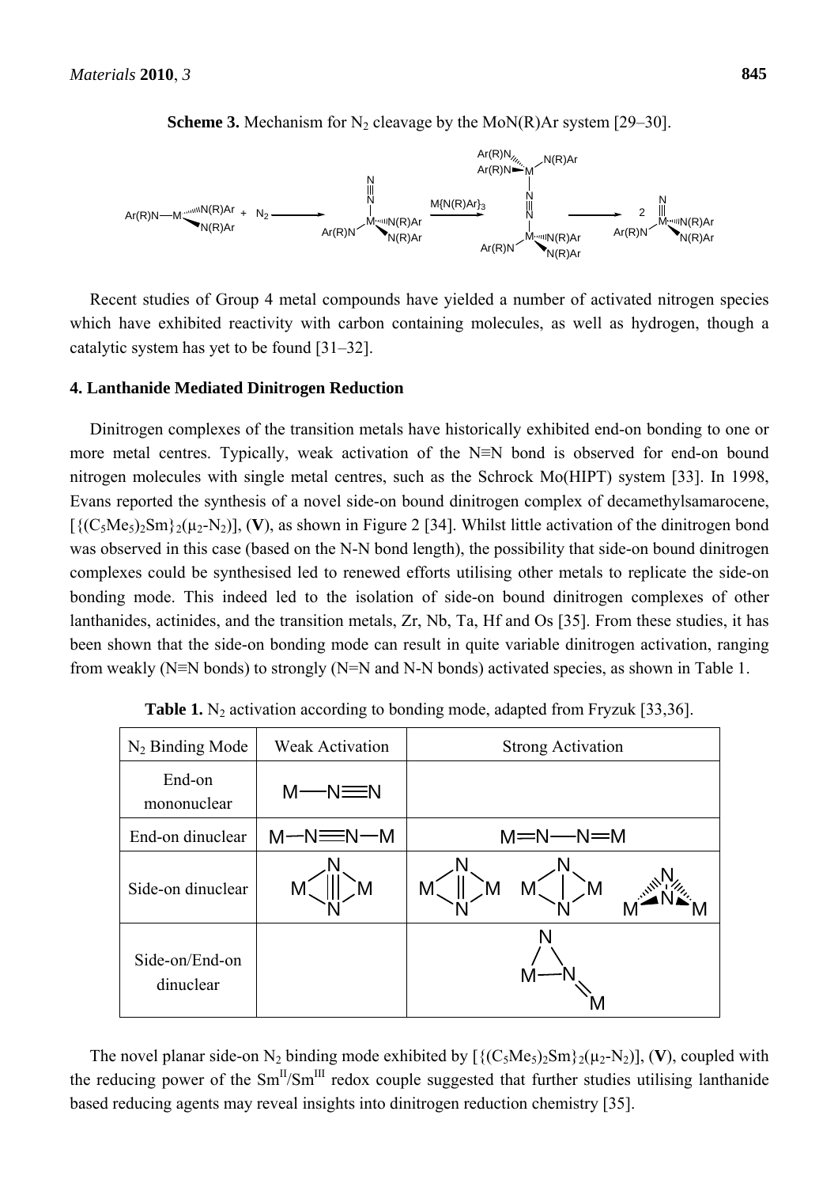**Scheme 3.** Mechanism for $N_2$ cleavage by the MoN(R)Ar system [29–30].

Recent studies of Group 4 metal compounds have yielded a number of activated nitrogen species which have exhibited reactivity with carbon containing molecules, as well as hydrogen, though a catalytic system has yet to be found [31–32].

## 4. Lanthanide Mediated Dinitrogen Reduction

Dinitrogen complexes of the transition metals have historically exhibited end-on bonding to one or more metal centres. Typically, weak activation of the N≡N bond is observed for end-on bound nitrogen molecules with single metal centres, such as the Schrock Mo(HIPT) system [33]. In 1998, Evans reported the synthesis of a novel side-on bound dinitrogen complex of decamethylsamarocene, $[\{(C_5Me_5)_2Sm\}_2(\mu_2\text{-}N_2)]$, (**V**), as shown in Figure 2 [34]. Whilst little activation of the dinitrogen bond was observed in this case (based on the N-N bond length), the possibility that side-on bound dinitrogen complexes could be synthesised led to renewed efforts utilising other metals to replicate the side-on bonding mode. This indeed led to the isolation of side-on bound dinitrogen complexes of other lanthanides, actinides, and the transition metals, Zr, Nb, Ta, Hf and Os [35]. From these studies, it has been shown that the side-on bonding mode can result in quite variable dinitrogen activation, ranging from weakly (N≡N bonds) to strongly (N=N and N-N bonds) activated species, as shown in Table 1.

**Table 1.** $N_2$ activation according to bonding mode, adapted from Fryzuk [33,36].

| $N_2$ Binding Mode | Weak Activation | Strong Activation |
|---|---|---|
| End-on mononuclear | M—N≡N | |
| End-on dinuclear | M—N≡N—M | M=N—N=M |
| Side-on dinuclear | M(μ-η²:η²-N≡N)M | M(μ-η²:η²-N=N)M; M(μ-η²:η²-N–N)M; butterfly M(μ-N₂)M |
| Side-on/End-on dinuclear | | M(η²-N–N)=M |

The novel planar side-on $N_2$ binding mode exhibited by $[\{(C_5Me_5)_2Sm\}_2(\mu_2\text{-}N_2)]$, (**V**), coupled with the reducing power of the $Sm^{II}/Sm^{III}$ redox couple suggested that further studies utilising lanthanide based reducing agents may reveal insights into dinitrogen reduction chemistry [35].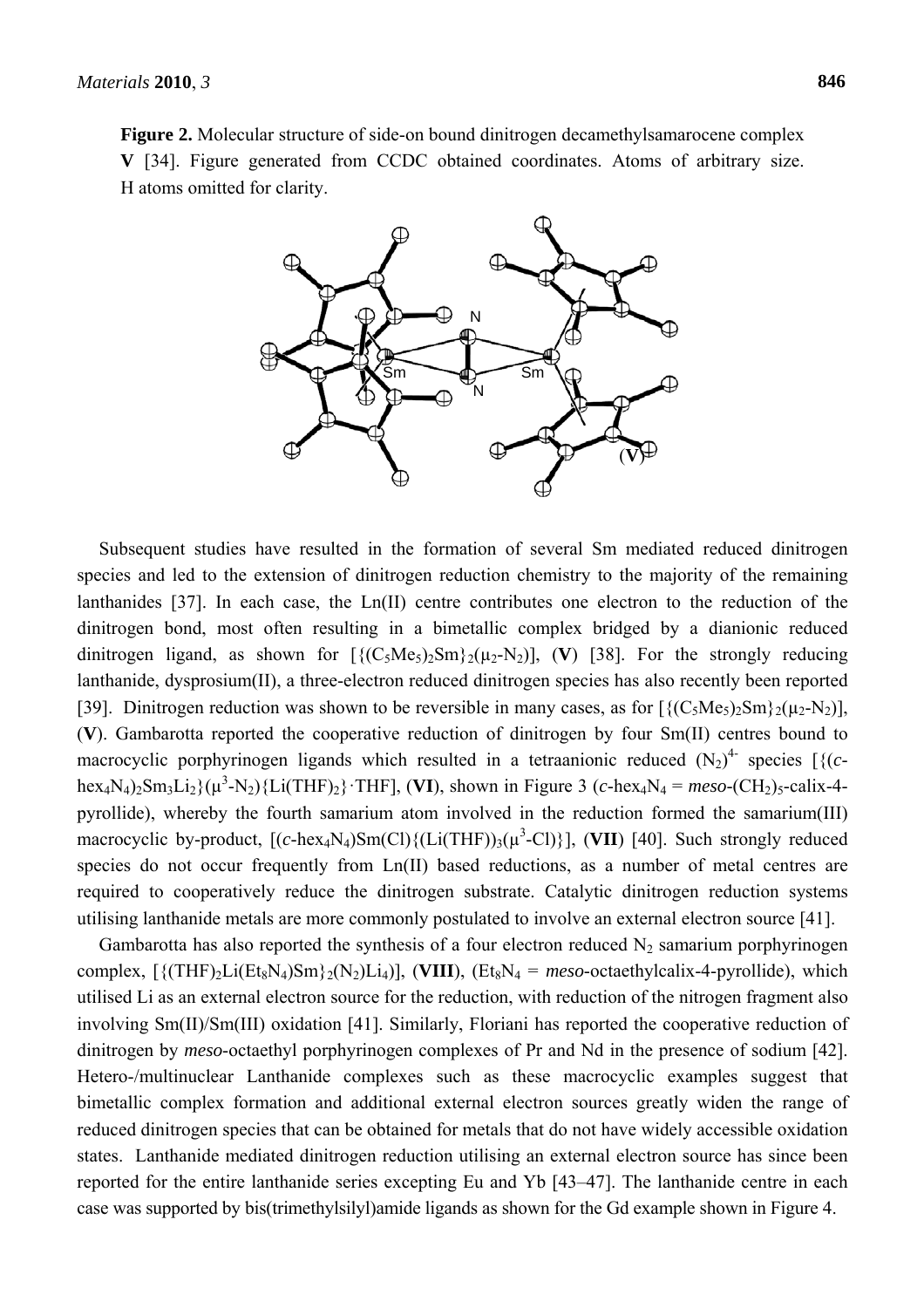**Figure 2.** Molecular structure of side-on bound dinitrogen decamethylsamarocene complex **V** [34]. Figure generated from CCDC obtained coordinates. Atoms of arbitrary size. H atoms omitted for clarity.

Subsequent studies have resulted in the formation of several Sm mediated reduced dinitrogen species and led to the extension of dinitrogen reduction chemistry to the majority of the remaining lanthanides [37]. In each case, the Ln(II) centre contributes one electron to the reduction of the dinitrogen bond, most often resulting in a bimetallic complex bridged by a dianionic reduced dinitrogen ligand, as shown for $[\{(C_5Me_5)_2Sm\}_2(\mu_2\text{-}N_2)]$, (**V**) [38]. For the strongly reducing lanthanide, dysprosium(II), a three-electron reduced dinitrogen species has also recently been reported [39]. Dinitrogen reduction was shown to be reversible in many cases, as for $[\{(C_5Me_5)_2Sm\}_2(\mu_2\text{-}N_2)]$, (**V**). Gambarotta reported the cooperative reduction of dinitrogen by four Sm(II) centres bound to macrocyclic porphyrinogen ligands which resulted in a tetraanionic reduced $(N_2)^{4-}$ species $[\{(c\text{-}hex_4N_4)_2Sm_3Li_2\}(\mu^3\text{-}N_2)\{Li(THF)_2\}\cdot THF]$, (**VI**), shown in Figure 3 ($c$-hex$_4$N$_4$ = *meso*-(CH$_2$)$_5$-calix-4-pyrollide), whereby the fourth samarium atom involved in the reduction formed the samarium(III) macrocyclic by-product, $[(c\text{-}hex_4N_4)Sm(Cl)\{(Li(THF))_3(\mu^3\text{-}Cl)\}]$, (**VII**) [40]. Such strongly reduced species do not occur frequently from Ln(II) based reductions, as a number of metal centres are required to cooperatively reduce the dinitrogen substrate. Catalytic dinitrogen reduction systems utilising lanthanide metals are more commonly postulated to involve an external electron source [41].

Gambarotta has also reported the synthesis of a four electron reduced $N_2$ samarium porphyrinogen complex, $[\{(THF)_2Li(Et_8N_4)Sm\}_2(N_2)Li_4)]$, (**VIII**), ($Et_8N_4$ = *meso*-octaethylcalix-4-pyrollide), which utilised Li as an external electron source for the reduction, with reduction of the nitrogen fragment also involving Sm(II)/Sm(III) oxidation [41]. Similarly, Floriani has reported the cooperative reduction of dinitrogen by *meso*-octaethyl porphyrinogen complexes of Pr and Nd in the presence of sodium [42]. Hetero-/multinuclear Lanthanide complexes such as these macrocyclic examples suggest that bimetallic complex formation and additional external electron sources greatly widen the range of reduced dinitrogen species that can be obtained for metals that do not have widely accessible oxidation states. Lanthanide mediated dinitrogen reduction utilising an external electron source has since been reported for the entire lanthanide series excepting Eu and Yb [43–47]. The lanthanide centre in each case was supported by bis(trimethylsilyl)amide ligands as shown for the Gd example shown in Figure 4.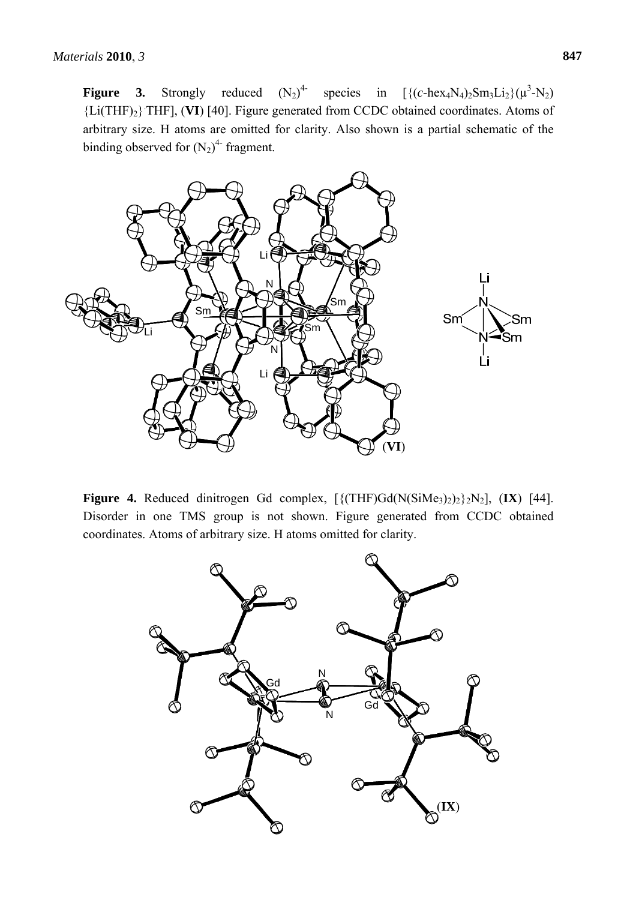**Figure 3.** Strongly reduced $(N_2)^{4-}$ species in $[\{(c\text{-hex}_4N_4)_2Sm_3Li_2\}(\mu^3\text{-}N_2)\{Li(THF)_2\}\cdot THF]$, (**VI**) [40]. Figure generated from CCDC obtained coordinates. Atoms of arbitrary size. H atoms are omitted for clarity. Also shown is a partial schematic of the binding observed for $(N_2)^{4-}$ fragment.

**Figure 4.** Reduced dinitrogen Gd complex, $[\{(THF)Gd(N(SiMe_3)_2)_2\}_2N_2]$, (**IX**) [44]. Disorder in one TMS group is not shown. Figure generated from CCDC obtained coordinates. Atoms of arbitrary size. H atoms omitted for clarity.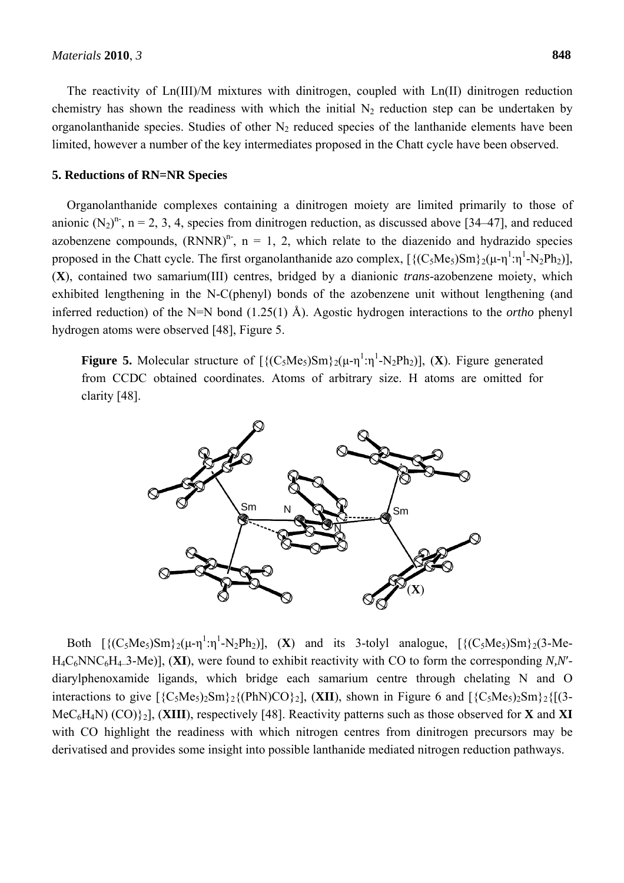The reactivity of Ln(III)/M mixtures with dinitrogen, coupled with Ln(II) dinitrogen reduction chemistry has shown the readiness with which the initial $N_2$ reduction step can be undertaken by organolanthanide species. Studies of other $N_2$ reduced species of the lanthanide elements have been limited, however a number of the key intermediates proposed in the Chatt cycle have been observed.

## 5. Reductions of RN=NR Species

Organolanthanide complexes containing a dinitrogen moiety are limited primarily to those of anionic $(N_2)^{n-}$, n = 2, 3, 4, species from dinitrogen reduction, as discussed above [34–47], and reduced azobenzene compounds, $(RNNR)^{n-}$, n = 1, 2, which relate to the diazenido and hydrazido species proposed in the Chatt cycle. The first organolanthanide azo complex, $[\{(C_5Me_5)Sm\}_2(\mu\text{-}\eta^1\text{:}\eta^1\text{-}N_2Ph_2)]$, (**X**), contained two samarium(III) centres, bridged by a dianionic *trans*-azobenzene moiety, which exhibited lengthening in the N-C(phenyl) bonds of the azobenzene unit without lengthening (and inferred reduction) of the N=N bond (1.25(1) Å). Agostic hydrogen interactions to the *ortho* phenyl hydrogen atoms were observed [48], Figure 5.

**Figure 5.** Molecular structure of $[\{(C_5Me_5)Sm\}_2(\mu\text{-}\eta^1\text{:}\eta^1\text{-}N_2Ph_2)]$, (**X**). Figure generated from CCDC obtained coordinates. Atoms of arbitrary size. H atoms are omitted for clarity [48].

Both $[\{(C_5Me_5)Sm\}_2(\mu\text{-}\eta^1\text{:}\eta^1\text{-}N_2Ph_2)]$, (**X**) and its 3-tolyl analogue, $[\{(C_5Me_5)Sm\}_2(3\text{-Me-}H_4C_6NNC_6H_4\text{-}3\text{-Me})]$, (**XI**), were found to exhibit reactivity with CO to form the corresponding *N,N′*-diarylphenoxamide ligands, which bridge each samarium centre through chelating N and O interactions to give $[\{C_5Me_5)_2Sm\}_2\{(PhN)CO\}_2]$, (**XII**), shown in Figure 6 and $[\{C_5Me_5)_2Sm\}_2\{[(3\text{-}MeC_6H_4N)(CO)\}_2]$, (**XIII**), respectively [48]. Reactivity patterns such as those observed for **X** and **XI** with CO highlight the readiness with which nitrogen centres from dinitrogen precursors may be derivatised and provides some insight into possible lanthanide mediated nitrogen reduction pathways.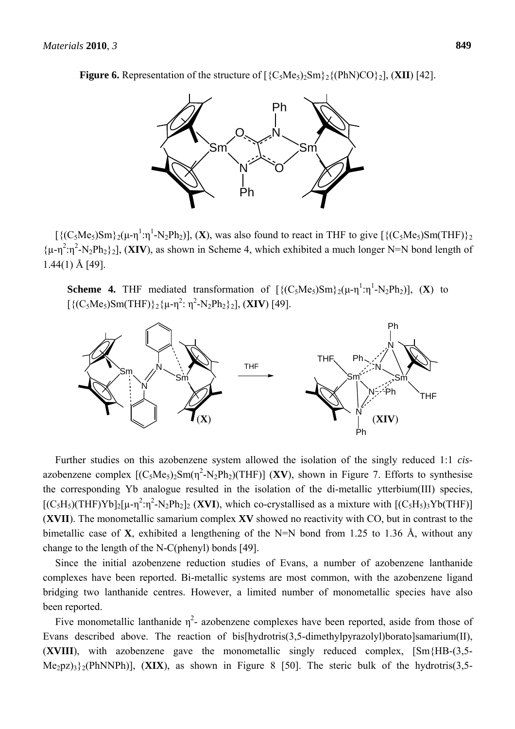**Figure 6.** Representation of the structure of $[\{C_5Me_5)_2Sm\}_2\{(PhN)CO\}_2]$, (**XII**) [42].

$[\{(C_5Me_5)Sm\}_2(\mu\text{-}\eta^1\text{:}\eta^1\text{-}N_2Ph_2)]$, (**X**), was also found to react in THF to give $[\{(C_5Me_5)Sm(THF)\}_2\{\mu\text{-}\eta^2\text{:}\eta^2\text{-}N_2Ph_2\}_2]$, (**XIV**), as shown in Scheme 4, which exhibited a much longer N=N bond length of 1.44(1) Å [49].

**Scheme 4.** THF mediated transformation of $[\{(C_5Me_5)Sm\}_2(\mu\text{-}\eta^1\text{:}\eta^1\text{-}N_2Ph_2)]$, (**X**) to $[\{(C_5Me_5)Sm(THF)\}_2\{\mu\text{-}\eta^2\text{:}\ \eta^2\text{-}N_2Ph_2\}_2]$, (**XIV**) [49].

Further studies on this azobenzene system allowed the isolation of the singly reduced 1:1 *cis*-azobenzene complex $[(C_5Me_5)_2Sm(\eta^2\text{-}N_2Ph_2)(THF)]$ (**XV**), shown in Figure 7. Efforts to synthesise the corresponding Yb analogue resulted in the isolation of the di-metallic ytterbium(III) species, $[(C_5H_5)(THF)Yb]_2[\mu\text{-}\eta^2\text{:}\eta^2\text{-}N_2Ph_2]_2$ (**XVI**), which co-crystallised as a mixture with $[(C_5H_5)_3Yb(THF)]$ (**XVII**). The monometallic samarium complex **XV** showed no reactivity with CO, but in contrast to the bimetallic case of **X**, exhibited a lengthening of the N=N bond from 1.25 to 1.36 Å, without any change to the length of the N-C(phenyl) bonds [49].

Since the initial azobenzene reduction studies of Evans, a number of azobenzene lanthanide complexes have been reported. Bi-metallic systems are most common, with the azobenzene ligand bridging two lanthanide centres. However, a limited number of monometallic species have also been reported.

Five monometallic lanthanide $\eta^2$- azobenzene complexes have been reported, aside from those of Evans described above. The reaction of bis[hydrotris(3,5-dimethylpyrazolyl)borato]samarium(II), (**XVIII**), with azobenzene gave the monometallic singly reduced complex, $[Sm\{HB\text{-}(3,5\text{-}Me_2pz)_3\}_2(PhNNPh)]$, (**XIX**), as shown in Figure 8 [50]. The steric bulk of the hydrotris(3,5-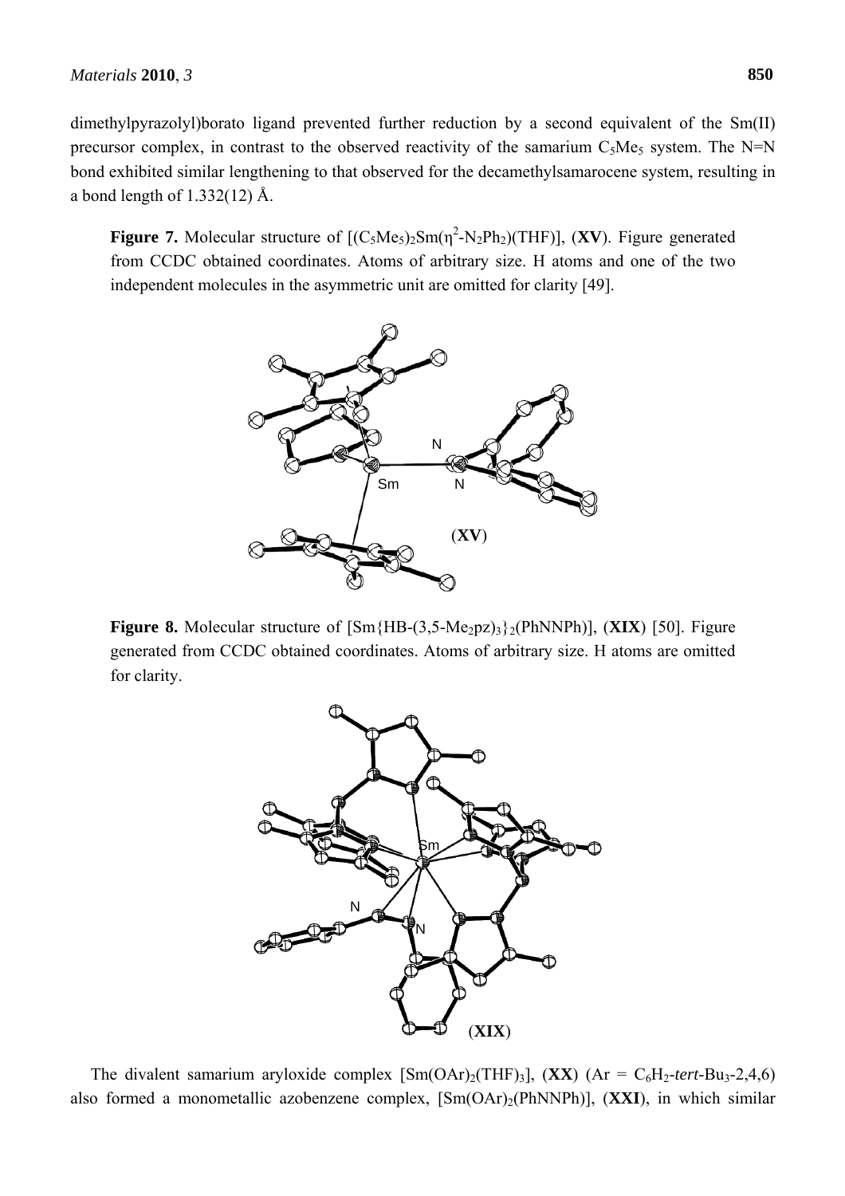dimethylpyrazolyl)borato ligand prevented further reduction by a second equivalent of the Sm(II) precursor complex, in contrast to the observed reactivity of the samarium $C_5Me_5$ system. The N=N bond exhibited similar lengthening to that observed for the decamethylsamarocene system, resulting in a bond length of 1.332(12) Å.

**Figure 7.** Molecular structure of $[(C_5Me_5)_2Sm(\eta^2\text{-}N_2Ph_2)(THF)]$, (**XV**). Figure generated from CCDC obtained coordinates. Atoms of arbitrary size. H atoms and one of the two independent molecules in the asymmetric unit are omitted for clarity [49].

**Figure 8.** Molecular structure of $[Sm\{HB\text{-}(3,5\text{-}Me_2pz)_3\}_2(PhNNPh)]$, (**XIX**) [50]. Figure generated from CCDC obtained coordinates. Atoms of arbitrary size. H atoms are omitted for clarity.

The divalent samarium aryloxide complex $[Sm(OAr)_2(THF)_3]$, (**XX**) (Ar = $C_6H_2$-*tert*-$Bu_3$-2,4,6) also formed a monometallic azobenzene complex, $[Sm(OAr)_2(PhNNPh)]$, (**XXI**), in which similar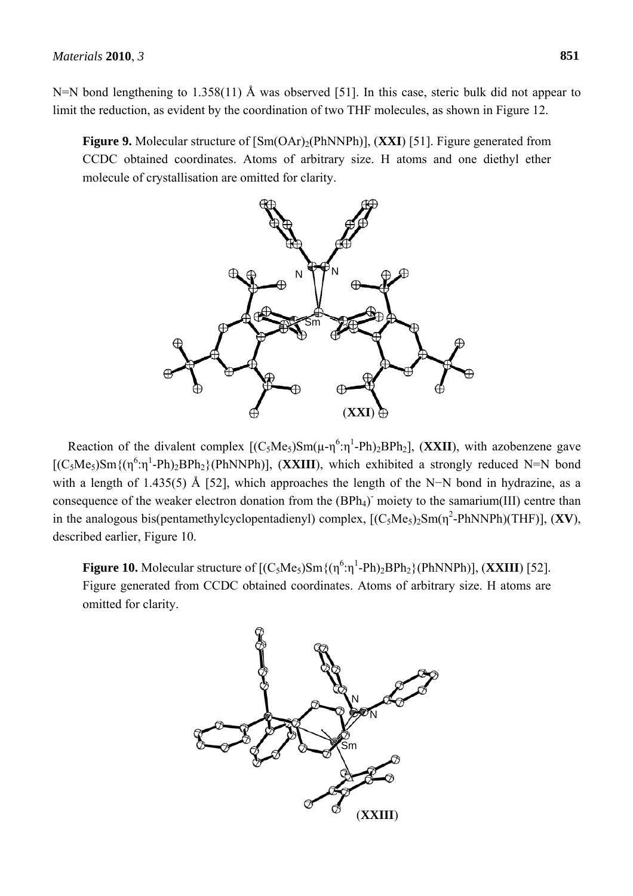N=N bond lengthening to 1.358(11) Å was observed [51]. In this case, steric bulk did not appear to limit the reduction, as evident by the coordination of two THF molecules, as shown in Figure 12.

**Figure 9.** Molecular structure of [Sm(OAr)$_2$(PhNNPh)], (**XXI**) [51]. Figure generated from CCDC obtained coordinates. Atoms of arbitrary size. H atoms and one diethyl ether molecule of crystallisation are omitted for clarity.

Reaction of the divalent complex [(C$_5$Me$_5$)Sm(μ-η$^6$:η$^1$-Ph)$_2$BPh$_2$], (**XXII**), with azobenzene gave [(C$_5$Me$_5$)Sm{(η$^6$:η$^1$-Ph)$_2$BPh$_2$}(PhNNPh)], (**XXIII**), which exhibited a strongly reduced N=N bond with a length of 1.435(5) Å [52], which approaches the length of the N−N bond in hydrazine, as a consequence of the weaker electron donation from the (BPh$_4$)$^-$ moiety to the samarium(III) centre than in the analogous bis(pentamethylcyclopentadienyl) complex, [(C$_5$Me$_5$)$_2$Sm(η$^2$-PhNNPh)(THF)], (**XV**), described earlier, Figure 10.

**Figure 10.** Molecular structure of [(C$_5$Me$_5$)Sm{(η$^6$:η$^1$-Ph)$_2$BPh$_2$}(PhNNPh)], (**XXIII**) [52]. Figure generated from CCDC obtained coordinates. Atoms of arbitrary size. H atoms are omitted for clarity.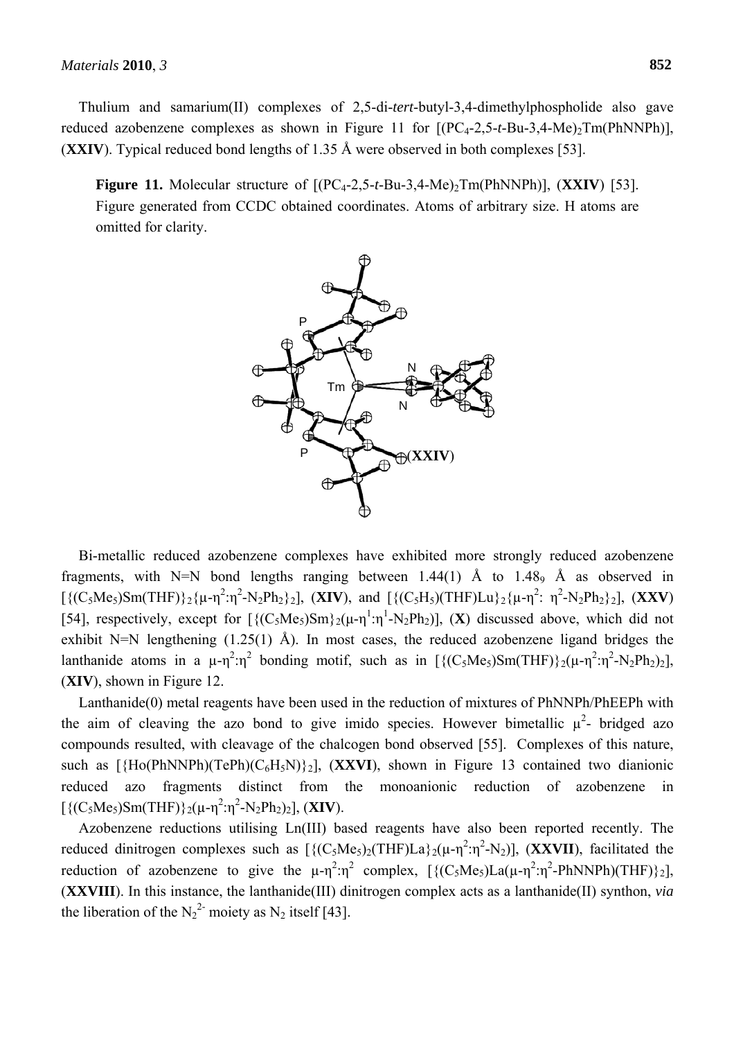Thulium and samarium(II) complexes of 2,5-di-*tert*-butyl-3,4-dimethylphospholide also gave reduced azobenzene complexes as shown in Figure 11 for [($PC_4$-2,5-*t*-Bu-3,4-Me)$_2$Tm(PhNNPh)], (**XXIV**). Typical reduced bond lengths of 1.35 Å were observed in both complexes [53].

**Figure 11.** Molecular structure of [($PC_4$-2,5-*t*-Bu-3,4-Me)$_2$Tm(PhNNPh)], (**XXIV**) [53]. Figure generated from CCDC obtained coordinates. Atoms of arbitrary size. H atoms are omitted for clarity.

Bi-metallic reduced azobenzene complexes have exhibited more strongly reduced azobenzene fragments, with N=N bond lengths ranging between 1.44(1) Å to 1.48$_9$ Å as observed in [{($C_5Me_5$)Sm(THF)}$_2${μ-$\eta^2$:$\eta^2$-$N_2Ph_2$}$_2$], (**XIV**), and [{($C_5H_5$)(THF)Lu}$_2${μ-$\eta^2$: $\eta^2$-$N_2Ph_2$}$_2$], (**XXV**) [54], respectively, except for [{($C_5Me_5$)Sm}$_2$(μ-$\eta^1$:$\eta^1$-$N_2Ph_2$)], (**X**) discussed above, which did not exhibit N=N lengthening (1.25(1) Å). In most cases, the reduced azobenzene ligand bridges the lanthanide atoms in a μ-$\eta^2$:$\eta^2$ bonding motif, such as in [{($C_5Me_5$)Sm(THF)}$_2$(μ-$\eta^2$:$\eta^2$-$N_2Ph_2$)$_2$], (**XIV**), shown in Figure 12.

Lanthanide(0) metal reagents have been used in the reduction of mixtures of PhNNPh/PhEEPh with the aim of cleaving the azo bond to give imido species. However bimetallic $\mu^2$- bridged azo compounds resulted, with cleavage of the chalcogen bond observed [55]. Complexes of this nature, such as [{Ho(PhNNPh)(TePh)($C_6H_5N$)}$_2$], (**XXVI**), shown in Figure 13 contained two dianionic reduced azo fragments distinct from the monoanionic reduction of azobenzene in [{($C_5Me_5$)Sm(THF)}$_2$(μ-$\eta^2$:$\eta^2$-$N_2Ph_2$)$_2$], (**XIV**).

Azobenzene reductions utilising Ln(III) based reagents have also been reported recently. The reduced dinitrogen complexes such as [{($C_5Me_5$)$_2$(THF)La}$_2$(μ-$\eta^2$:$\eta^2$-$N_2$)], (**XXVII**), facilitated the reduction of azobenzene to give the μ-$\eta^2$:$\eta^2$ complex, [{($C_5Me_5$)La(μ-$\eta^2$:$\eta^2$-PhNNPh)(THF)}$_2$], (**XXVIII**). In this instance, the lanthanide(III) dinitrogen complex acts as a lanthanide(II) synthon, *via* the liberation of the $N_2^{2-}$ moiety as $N_2$ itself [43].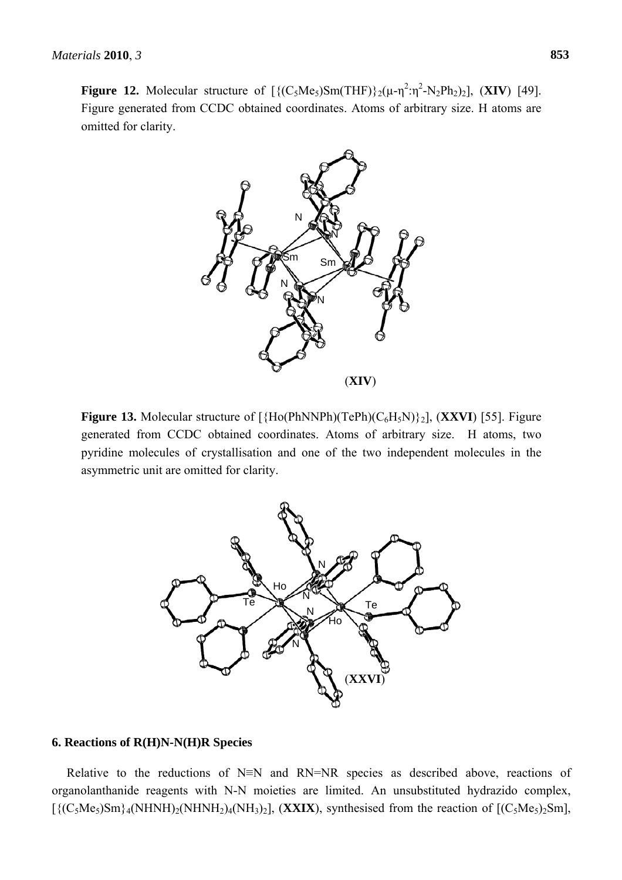**Figure 12.** Molecular structure of $[\{(C_5Me_5)Sm(THF)\}_2(\mu\text{-}\eta^2\text{:}\eta^2\text{-}N_2Ph_2)_2]$, (**XIV**) [49]. Figure generated from CCDC obtained coordinates. Atoms of arbitrary size. H atoms are omitted for clarity.

**Figure 13.** Molecular structure of $[\{Ho(PhNNPh)(TePh)(C_6H_5N)\}_2]$, (**XXVI**) [55]. Figure generated from CCDC obtained coordinates. Atoms of arbitrary size. H atoms, two pyridine molecules of crystallisation and one of the two independent molecules in the asymmetric unit are omitted for clarity.

## 6. Reactions of R(H)N-N(H)R Species

Relative to the reductions of N≡N and RN=NR species as described above, reactions of organolanthanide reagents with N-N moieties are limited. An unsubstituted hydrazido complex, $[\{(C_5Me_5)Sm\}_4(NHNH)_2(NHNH_2)_4(NH_3)_2]$, (**XXIX**), synthesised from the reaction of $[(C_5Me_5)_2Sm]$,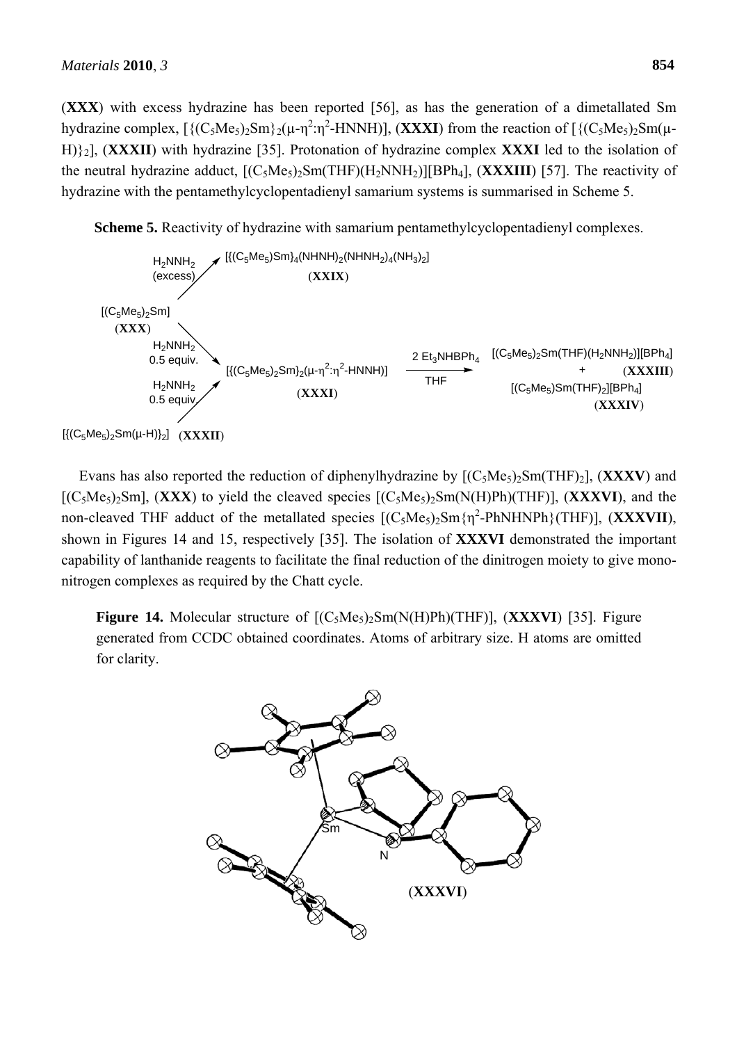(**XXX**) with excess hydrazine has been reported [56], as has the generation of a dimetallated Sm hydrazine complex, $[\{(C_5Me_5)_2Sm\}_2(\mu\text{-}\eta^2\text{:}\eta^2\text{-HNNH})]$, (**XXXI**) from the reaction of $[\{(C_5Me_5)_2Sm(\mu\text{-}H)\}_2]$, (**XXXII**) with hydrazine [35]. Protonation of hydrazine complex **XXXI** led to the isolation of the neutral hydrazine adduct, $[(C_5Me_5)_2Sm(THF)(H_2NNH_2)][BPh_4]$, (**XXXIII**) [57]. The reactivity of hydrazine with the pentamethylcyclopentadienyl samarium systems is summarised in Scheme 5.

**Scheme 5.** Reactivity of hydrazine with samarium pentamethylcyclopentadienyl complexes.

Evans has also reported the reduction of diphenylhydrazine by $[(C_5Me_5)_2Sm(THF)_2]$, (**XXXV**) and $[(C_5Me_5)_2Sm]$, (**XXX**) to yield the cleaved species $[(C_5Me_5)_2Sm(N(H)Ph)(THF)]$, (**XXXVI**), and the non-cleaved THF adduct of the metallated species $[(C_5Me_5)_2Sm\{\eta^2\text{-PhNHNPh}\}(THF)]$, (**XXXVII**), shown in Figures 14 and 15, respectively [35]. The isolation of **XXXVI** demonstrated the important capability of lanthanide reagents to facilitate the final reduction of the dinitrogen moiety to give mono-nitrogen complexes as required by the Chatt cycle.

**Figure 14.** Molecular structure of $[(C_5Me_5)_2Sm(N(H)Ph)(THF)]$, (**XXXVI**) [35]. Figure generated from CCDC obtained coordinates. Atoms of arbitrary size. H atoms are omitted for clarity.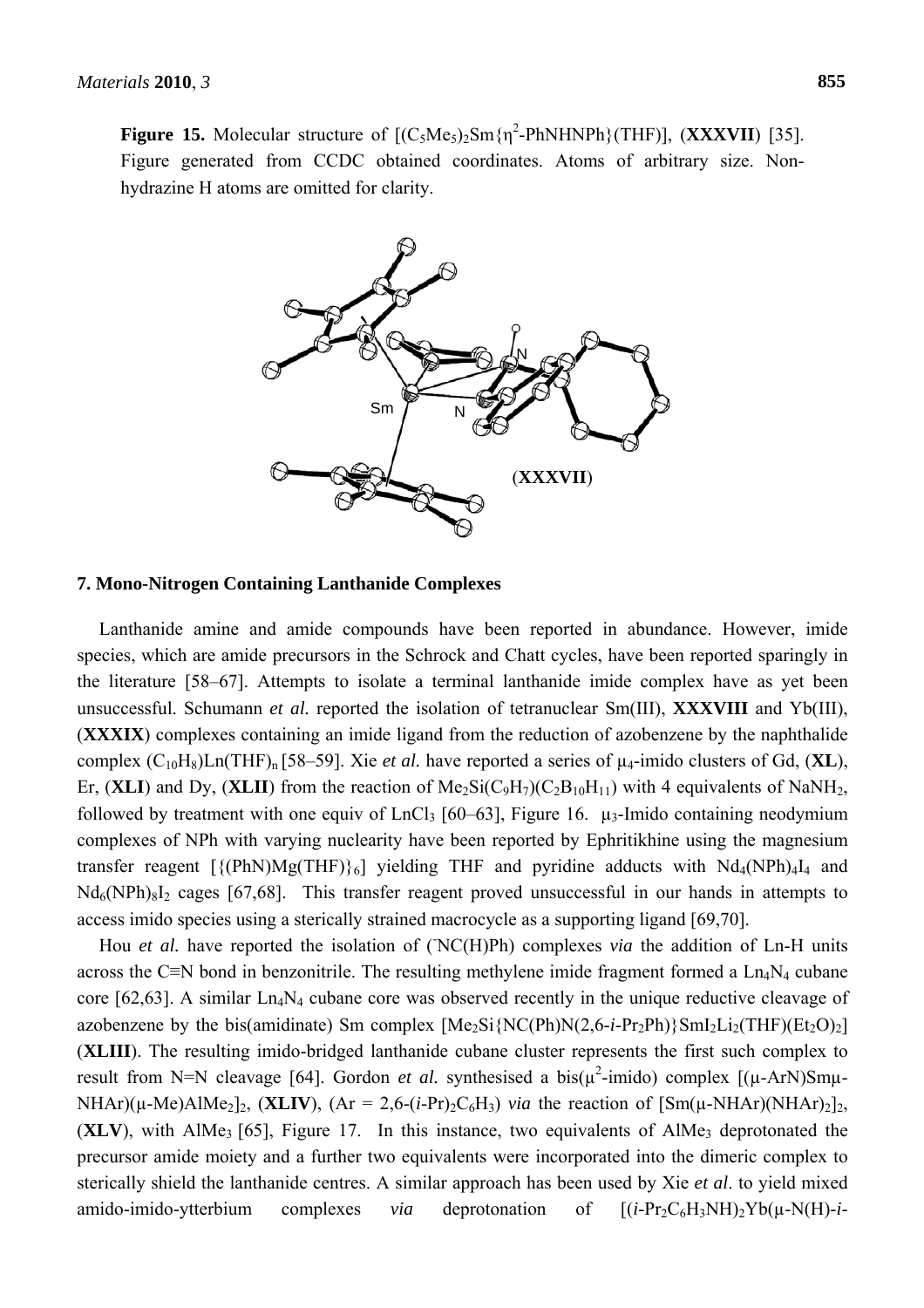**Figure 15.** Molecular structure of $[(C_5Me_5)_2Sm\{\eta^2\text{-PhNHNPh}\}(THF)]$, (**XXXVII**) [35]. Figure generated from CCDC obtained coordinates. Atoms of arbitrary size. Non-hydrazine H atoms are omitted for clarity.

## 7. Mono-Nitrogen Containing Lanthanide Complexes

Lanthanide amine and amide compounds have been reported in abundance. However, imide species, which are amide precursors in the Schrock and Chatt cycles, have been reported sparingly in the literature [58–67]. Attempts to isolate a terminal lanthanide imide complex have as yet been unsuccessful. Schumann *et al.* reported the isolation of tetranuclear Sm(III), **XXXVIII** and Yb(III), (**XXXIX**) complexes containing an imide ligand from the reduction of azobenzene by the naphthalide complex $(C_{10}H_8)Ln(THF)_n$ [58–59]. Xie *et al.* have reported a series of $\mu_4$-imido clusters of Gd, (**XL**), Er, (**XLI**) and Dy, (**XLII**) from the reaction of $Me_2Si(C_9H_7)(C_2B_{10}H_{11})$ with 4 equivalents of $NaNH_2$, followed by treatment with one equiv of $LnCl_3$ [60–63], Figure 16. $\mu_3$-Imido containing neodymium complexes of NPh with varying nuclearity have been reported by Ephritikhine using the magnesium transfer reagent $[\{(PhN)Mg(THF)\}_6]$ yielding THF and pyridine adducts with $Nd_4(NPh)_4I_4$ and $Nd_6(NPh)_8I_2$ cages [67,68]. This transfer reagent proved unsuccessful in our hands in attempts to access imido species using a sterically strained macrocycle as a supporting ligand [69,70].

Hou *et al.* have reported the isolation of ($^-$NC(H)Ph) complexes *via* the addition of Ln-H units across the C≡N bond in benzonitrile. The resulting methylene imide fragment formed a $Ln_4N_4$ cubane core [62,63]. A similar $Ln_4N_4$ cubane core was observed recently in the unique reductive cleavage of azobenzene by the bis(amidinate) Sm complex $[Me_2Si\{NC(Ph)N(2,6\text{-}i\text{-}Pr_2Ph)\}SmI_2Li_2(THF)(Et_2O)_2]$ (**XLIII**). The resulting imido-bridged lanthanide cubane cluster represents the first such complex to result from N=N cleavage [64]. Gordon *et al.* synthesised a bis($\mu^2$-imido) complex $[(\mu\text{-ArN})Sm\mu\text{-NHAr})(\mu\text{-Me})AlMe_2]_2$, (**XLIV**), (Ar = $2,6\text{-}(i\text{-Pr})_2C_6H_3$) *via* the reaction of $[Sm(\mu\text{-NHAr})(NHAr)_2]_2$, (**XLV**), with $AlMe_3$ [65], Figure 17. In this instance, two equivalents of $AlMe_3$ deprotonated the precursor amide moiety and a further two equivalents were incorporated into the dimeric complex to sterically shield the lanthanide centres. A similar approach has been used by Xie *et al*. to yield mixed amido-imido-ytterbium complexes *via* deprotonation of $[(i\text{-Pr}_2C_6H_3NH)_2Yb(\mu\text{-N(H)-}i\text{-}$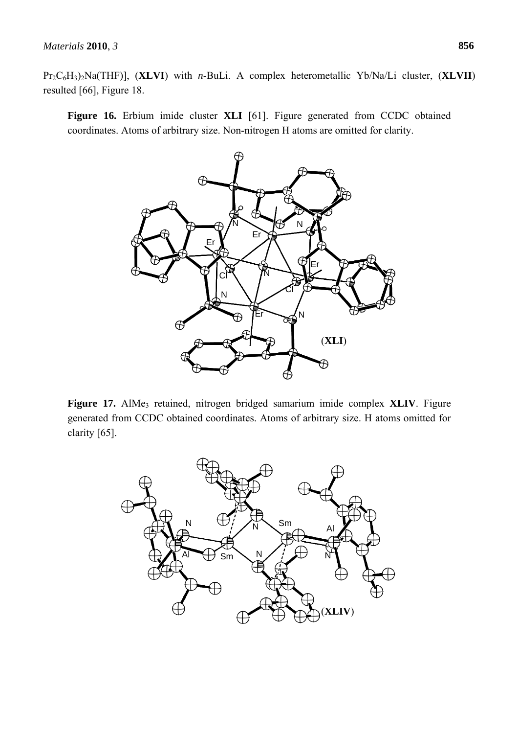Pr$_2$C$_6$H$_3$)$_2$Na(THF)], (**XLVI**) with *n*-BuLi. A complex heterometallic Yb/Na/Li cluster, (**XLVII**) resulted [66], Figure 18.

**Figure 16.** Erbium imide cluster **XLI** [61]. Figure generated from CCDC obtained coordinates. Atoms of arbitrary size. Non-nitrogen H atoms are omitted for clarity.

**Figure 17.** AlMe$_3$ retained, nitrogen bridged samarium imide complex **XLIV**. Figure generated from CCDC obtained coordinates. Atoms of arbitrary size. H atoms omitted for clarity [65].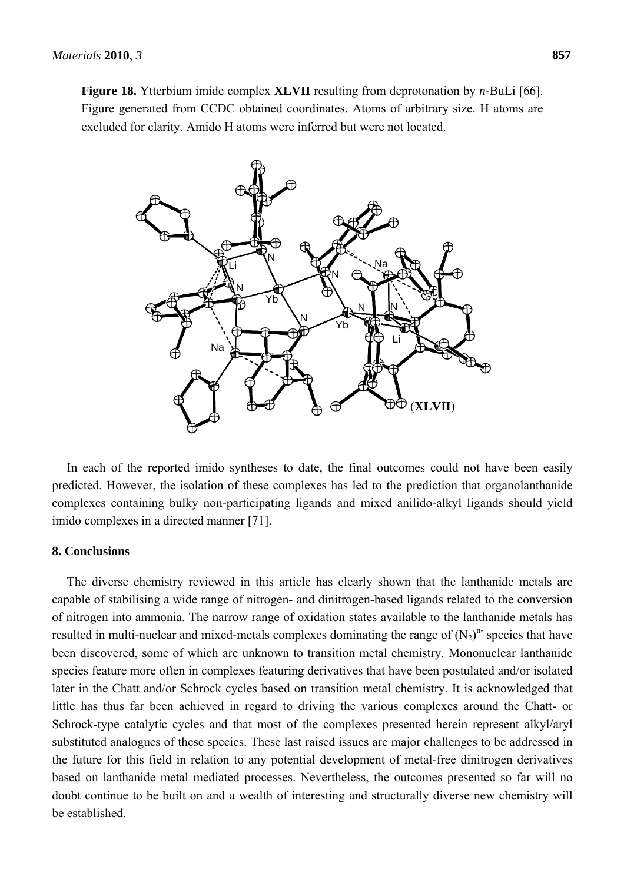**Figure 18.** Ytterbium imide complex **XLVII** resulting from deprotonation by *n*-BuLi [66]. Figure generated from CCDC obtained coordinates. Atoms of arbitrary size. H atoms are excluded for clarity. Amido H atoms were inferred but were not located.

In each of the reported imido syntheses to date, the final outcomes could not have been easily predicted. However, the isolation of these complexes has led to the prediction that organolanthanide complexes containing bulky non-participating ligands and mixed anilido-alkyl ligands should yield imido complexes in a directed manner [71].

## 8. Conclusions

The diverse chemistry reviewed in this article has clearly shown that the lanthanide metals are capable of stabilising a wide range of nitrogen- and dinitrogen-based ligands related to the conversion of nitrogen into ammonia. The narrow range of oxidation states available to the lanthanide metals has resulted in multi-nuclear and mixed-metals complexes dominating the range of $(N_2)^{n-}$ species that have been discovered, some of which are unknown to transition metal chemistry. Mononuclear lanthanide species feature more often in complexes featuring derivatives that have been postulated and/or isolated later in the Chatt and/or Schrock cycles based on transition metal chemistry. It is acknowledged that little has thus far been achieved in regard to driving the various complexes around the Chatt- or Schrock-type catalytic cycles and that most of the complexes presented herein represent alkyl/aryl substituted analogues of these species. These last raised issues are major challenges to be addressed in the future for this field in relation to any potential development of metal-free dinitrogen derivatives based on lanthanide metal mediated processes. Nevertheless, the outcomes presented so far will no doubt continue to be built on and a wealth of interesting and structurally diverse new chemistry will be established.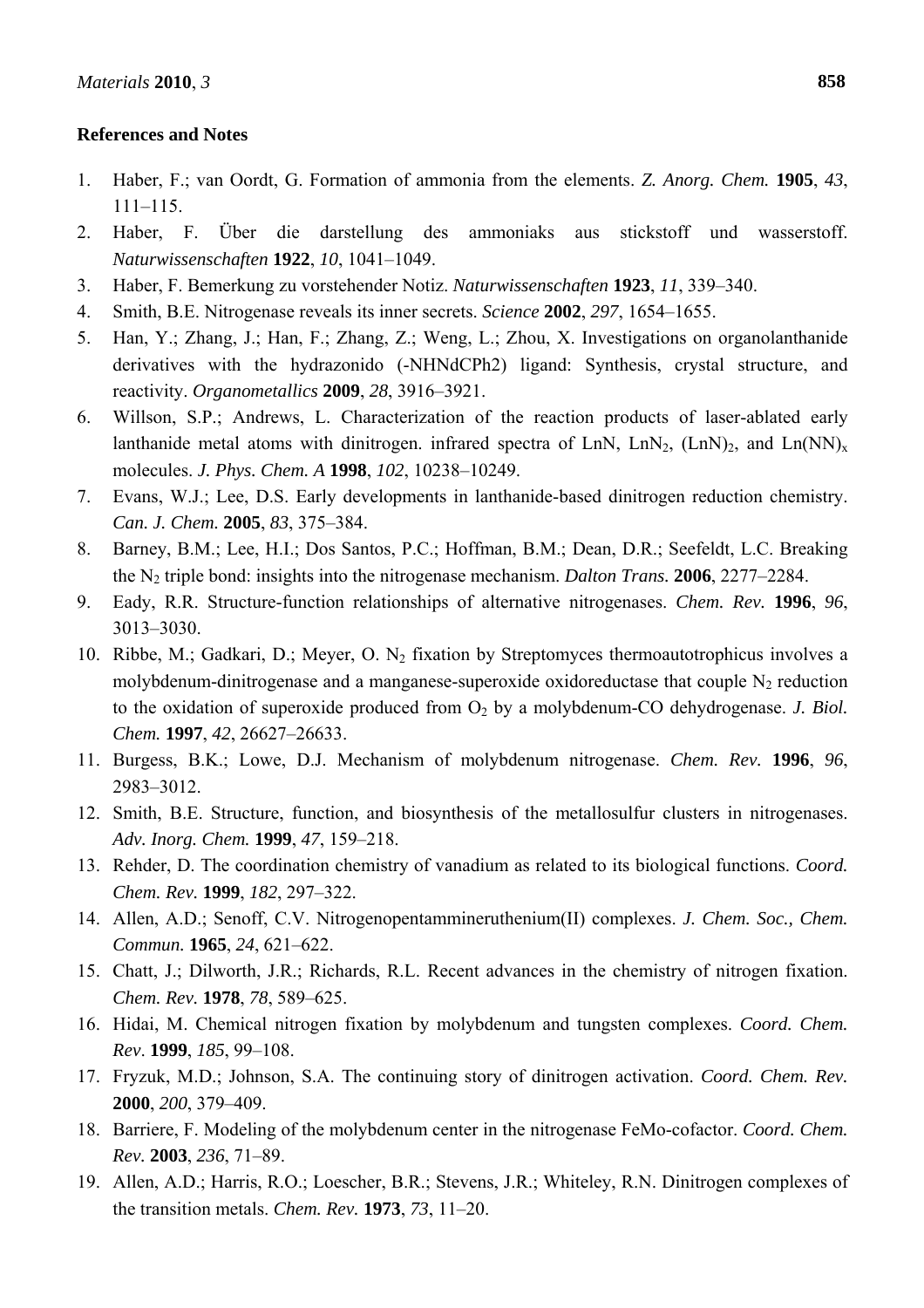**References and Notes**

1. Haber, F.; van Oordt, G. Formation of ammonia from the elements. *Z. Anorg. Chem.* **1905**, *43*, 111–115.
2. Haber, F. Über die darstellung des ammoniaks aus stickstoff und wasserstoff. *Naturwissenschaften* **1922**, *10*, 1041–1049.
3. Haber, F. Bemerkung zu vorstehender Notiz. *Naturwissenschaften* **1923**, *11*, 339–340.
4. Smith, B.E. Nitrogenase reveals its inner secrets. *Science* **2002**, *297*, 1654–1655.
5. Han, Y.; Zhang, J.; Han, F.; Zhang, Z.; Weng, L.; Zhou, X. Investigations on organolanthanide derivatives with the hydrazonido (-NHNdCPh2) ligand: Synthesis, crystal structure, and reactivity. *Organometallics* **2009**, *28*, 3916–3921.
6. Willson, S.P.; Andrews, L. Characterization of the reaction products of laser-ablated early lanthanide metal atoms with dinitrogen. infrared spectra of LnN, $LnN_2$, $(LnN)_2$, and $Ln(NN)_x$ molecules. *J. Phys. Chem. A* **1998**, *102*, 10238–10249.
7. Evans, W.J.; Lee, D.S. Early developments in lanthanide-based dinitrogen reduction chemistry. *Can. J. Chem.* **2005**, *83*, 375–384.
8. Barney, B.M.; Lee, H.I.; Dos Santos, P.C.; Hoffman, B.M.; Dean, D.R.; Seefeldt, L.C. Breaking the $N_2$ triple bond: insights into the nitrogenase mechanism. *Dalton Trans.* **2006**, 2277–2284.
9. Eady, R.R. Structure-function relationships of alternative nitrogenases. *Chem. Rev.* **1996**, *96*, 3013–3030.
10. Ribbe, M.; Gadkari, D.; Meyer, O. $N_2$ fixation by Streptomyces thermoautotrophicus involves a molybdenum-dinitrogenase and a manganese-superoxide oxidoreductase that couple $N_2$ reduction to the oxidation of superoxide produced from $O_2$ by a molybdenum-CO dehydrogenase. *J. Biol. Chem.* **1997**, *42*, 26627–26633.
11. Burgess, B.K.; Lowe, D.J. Mechanism of molybdenum nitrogenase. *Chem. Rev.* **1996**, *96*, 2983–3012.
12. Smith, B.E. Structure, function, and biosynthesis of the metallosulfur clusters in nitrogenases. *Adv. Inorg. Chem.* **1999**, *47*, 159–218.
13. Rehder, D. The coordination chemistry of vanadium as related to its biological functions. *Coord. Chem. Rev.* **1999**, *182*, 297–322.
14. Allen, A.D.; Senoff, C.V. Nitrogenopentammineruthenium(II) complexes. *J. Chem. Soc., Chem. Commun.* **1965**, *24*, 621–622.
15. Chatt, J.; Dilworth, J.R.; Richards, R.L. Recent advances in the chemistry of nitrogen fixation. *Chem. Rev.* **1978**, *78*, 589–625.
16. Hidai, M. Chemical nitrogen fixation by molybdenum and tungsten complexes. *Coord. Chem. Rev*. **1999**, *185*, 99–108.
17. Fryzuk, M.D.; Johnson, S.A. The continuing story of dinitrogen activation. *Coord. Chem. Rev.* **2000**, *200*, 379–409.
18. Barriere, F. Modeling of the molybdenum center in the nitrogenase FeMo-cofactor. *Coord. Chem. Rev.* **2003**, *236*, 71–89.
19. Allen, A.D.; Harris, R.O.; Loescher, B.R.; Stevens, J.R.; Whiteley, R.N. Dinitrogen complexes of the transition metals. *Chem. Rev.* **1973**, *73*, 11–20.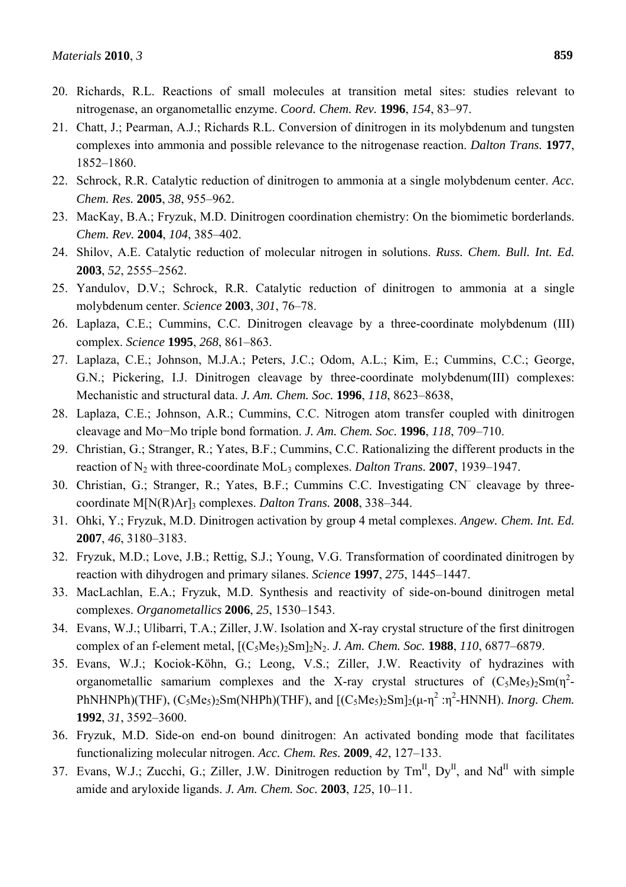20. Richards, R.L. Reactions of small molecules at transition metal sites: studies relevant to nitrogenase, an organometallic enzyme. *Coord. Chem. Rev.* **1996**, *154*, 83–97.
21. Chatt, J.; Pearman, A.J.; Richards R.L. Conversion of dinitrogen in its molybdenum and tungsten complexes into ammonia and possible relevance to the nitrogenase reaction. *Dalton Trans.* **1977**, 1852–1860.
22. Schrock, R.R. Catalytic reduction of dinitrogen to ammonia at a single molybdenum center. *Acc. Chem. Res.* **2005**, *38*, 955–962.
23. MacKay, B.A.; Fryzuk, M.D. Dinitrogen coordination chemistry: On the biomimetic borderlands. *Chem. Rev.* **2004**, *104*, 385–402.
24. Shilov, A.E. Catalytic reduction of molecular nitrogen in solutions. *Russ. Chem. Bull. Int. Ed.* **2003**, *52*, 2555–2562.
25. Yandulov, D.V.; Schrock, R.R. Catalytic reduction of dinitrogen to ammonia at a single molybdenum center. *Science* **2003**, *301*, 76–78.
26. Laplaza, C.E.; Cummins, C.C. Dinitrogen cleavage by a three-coordinate molybdenum (III) complex. *Science* **1995**, *268*, 861–863.
27. Laplaza, C.E.; Johnson, M.J.A.; Peters, J.C.; Odom, A.L.; Kim, E.; Cummins, C.C.; George, G.N.; Pickering, I.J. Dinitrogen cleavage by three-coordinate molybdenum(III) complexes: Mechanistic and structural data. *J. Am. Chem. Soc.* **1996**, *118*, 8623–8638,
28. Laplaza, C.E.; Johnson, A.R.; Cummins, C.C. Nitrogen atom transfer coupled with dinitrogen cleavage and Mo−Mo triple bond formation. *J. Am. Chem. Soc.* **1996**, *118*, 709–710.
29. Christian, G.; Stranger, R.; Yates, B.F.; Cummins, C.C. Rationalizing the different products in the reaction of $N_2$ with three-coordinate $MoL_3$ complexes. *Dalton Trans.* **2007**, 1939–1947.
30. Christian, G.; Stranger, R.; Yates, B.F.; Cummins C.C. Investigating $CN^-$ cleavage by three-coordinate $M[N(R)Ar]_3$ complexes. *Dalton Trans.* **2008**, 338–344.
31. Ohki, Y.; Fryzuk, M.D. Dinitrogen activation by group 4 metal complexes. *Angew. Chem. Int. Ed.* **2007**, *46*, 3180–3183.
32. Fryzuk, M.D.; Love, J.B.; Rettig, S.J.; Young, V.G. Transformation of coordinated dinitrogen by reaction with dihydrogen and primary silanes. *Science* **1997**, *275*, 1445–1447.
33. MacLachlan, E.A.; Fryzuk, M.D. Synthesis and reactivity of side-on-bound dinitrogen metal complexes. *Organometallics* **2006**, *25*, 1530–1543.
34. Evans, W.J.; Ulibarri, T.A.; Ziller, J.W. Isolation and X-ray crystal structure of the first dinitrogen complex of an f-element metal, $[(C_5Me_5)_2Sm]_2N_2$. *J. Am. Chem. Soc.* **1988**, *110*, 6877–6879.
35. Evans, W.J.; Kociok-Köhn, G.; Leong, V.S.; Ziller, J.W. Reactivity of hydrazines with organometallic samarium complexes and the X-ray crystal structures of $(C_5Me_5)_2Sm(\eta^2$-PhNHNPh)(THF), $(C_5Me_5)_2Sm$(NHPh)(THF), and $[(C_5Me_5)_2Sm]_2(\mu$-$\eta^2:\eta^2$-HNNH). *Inorg. Chem.* **1992**, *31*, 3592–3600.
36. Fryzuk, M.D. Side-on end-on bound dinitrogen: An activated bonding mode that facilitates functionalizing molecular nitrogen. *Acc. Chem. Res.* **2009**, *42*, 127–133.
37. Evans, W.J.; Zucchi, G.; Ziller, J.W. Dinitrogen reduction by $Tm^{II}$, $Dy^{II}$, and $Nd^{II}$ with simple amide and aryloxide ligands. *J. Am. Chem. Soc.* **2003**, *125*, 10–11.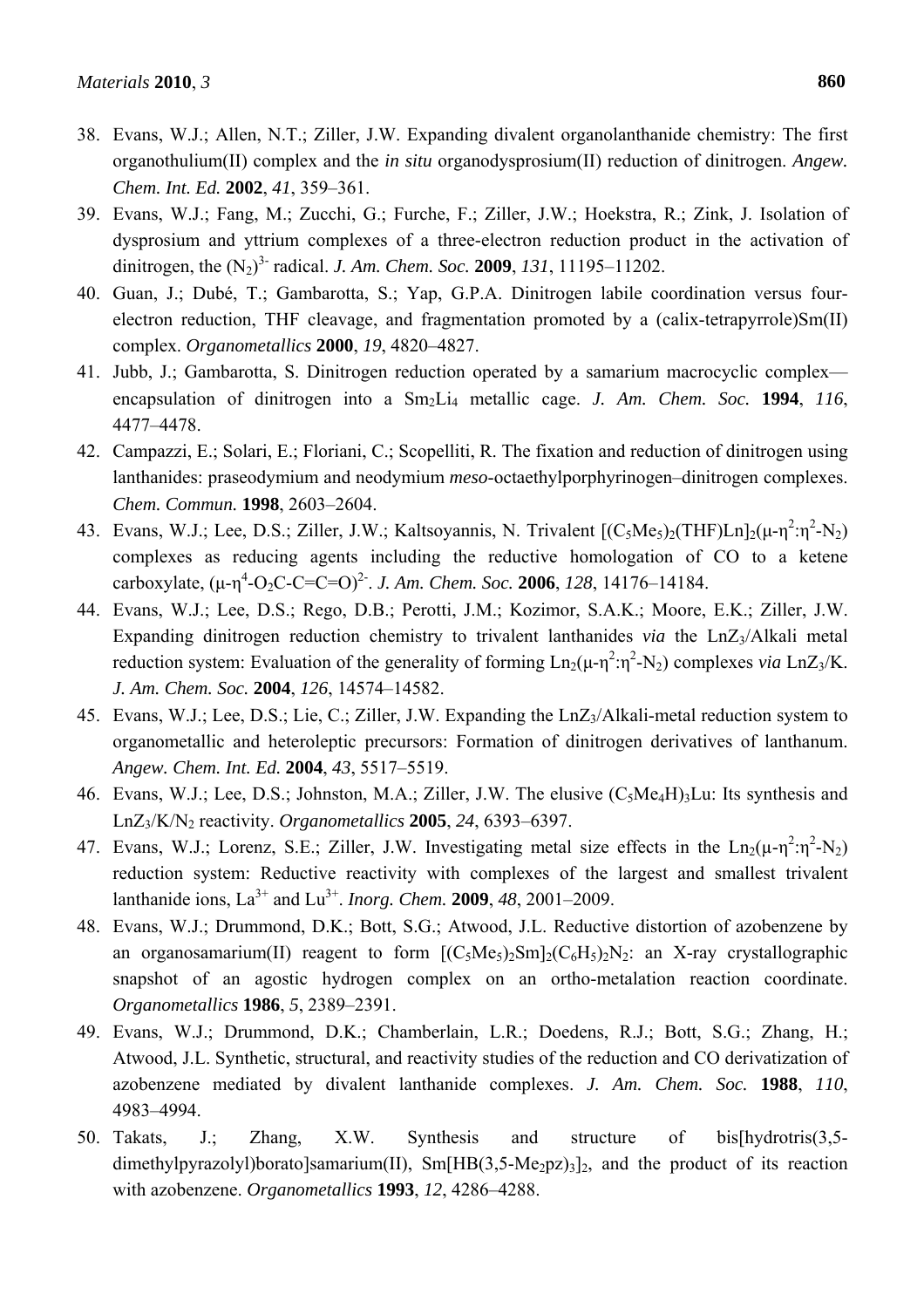38. Evans, W.J.; Allen, N.T.; Ziller, J.W. Expanding divalent organolanthanide chemistry: The first organothulium(II) complex and the *in situ* organodysprosium(II) reduction of dinitrogen. *Angew. Chem. Int. Ed.* **2002**, *41*, 359–361.
39. Evans, W.J.; Fang, M.; Zucchi, G.; Furche, F.; Ziller, J.W.; Hoekstra, R.; Zink, J. Isolation of dysprosium and yttrium complexes of a three-electron reduction product in the activation of dinitrogen, the $(N_2)^{3-}$ radical. *J. Am. Chem. Soc.* **2009**, *131*, 11195–11202.
40. Guan, J.; Dubé, T.; Gambarotta, S.; Yap, G.P.A. Dinitrogen labile coordination versus four-electron reduction, THF cleavage, and fragmentation promoted by a (calix-tetrapyrrole)Sm(II) complex. *Organometallics* **2000**, *19*, 4820–4827.
41. Jubb, J.; Gambarotta, S. Dinitrogen reduction operated by a samarium macrocyclic complex—encapsulation of dinitrogen into a $Sm_2Li_4$ metallic cage. *J. Am. Chem. Soc.* **1994**, *116*, 4477–4478.
42. Campazzi, E.; Solari, E.; Floriani, C.; Scopelliti, R. The fixation and reduction of dinitrogen using lanthanides: praseodymium and neodymium *meso*-octaethylporphyrinogen–dinitrogen complexes. *Chem. Commun.* **1998**, 2603–2604.
43. Evans, W.J.; Lee, D.S.; Ziller, J.W.; Kaltsoyannis, N. Trivalent $[(C_5Me_5)_2(THF)Ln]_2(\mu\text{-}\eta^2\text{:}\eta^2\text{-}N_2)$ complexes as reducing agents including the reductive homologation of CO to a ketene carboxylate, $(\mu\text{-}\eta^4\text{-}O_2C\text{-}C\text{=}C\text{=}O)^{2-}$. *J. Am. Chem. Soc.* **2006**, *128*, 14176–14184.
44. Evans, W.J.; Lee, D.S.; Rego, D.B.; Perotti, J.M.; Kozimor, S.A.K.; Moore, E.K.; Ziller, J.W. Expanding dinitrogen reduction chemistry to trivalent lanthanides *via* the $LnZ_3$/Alkali metal reduction system: Evaluation of the generality of forming $Ln_2(\mu\text{-}\eta^2\text{:}\eta^2\text{-}N_2)$ complexes *via* $LnZ_3$/K. *J. Am. Chem. Soc.* **2004**, *126*, 14574–14582.
45. Evans, W.J.; Lee, D.S.; Lie, C.; Ziller, J.W. Expanding the $LnZ_3$/Alkali-metal reduction system to organometallic and heteroleptic precursors: Formation of dinitrogen derivatives of lanthanum. *Angew. Chem. Int. Ed.* **2004**, *43*, 5517–5519.
46. Evans, W.J.; Lee, D.S.; Johnston, M.A.; Ziller, J.W. The elusive $(C_5Me_4H)_3Lu$: Its synthesis and $LnZ_3/K/N_2$ reactivity. *Organometallics* **2005**, *24*, 6393–6397.
47. Evans, W.J.; Lorenz, S.E.; Ziller, J.W. Investigating metal size effects in the $Ln_2(\mu\text{-}\eta^2\text{:}\eta^2\text{-}N_2)$ reduction system: Reductive reactivity with complexes of the largest and smallest trivalent lanthanide ions, $La^{3+}$ and $Lu^{3+}$. *Inorg. Chem.* **2009**, *48*, 2001–2009.
48. Evans, W.J.; Drummond, D.K.; Bott, S.G.; Atwood, J.L. Reductive distortion of azobenzene by an organosamarium(II) reagent to form $[(C_5Me_5)_2Sm]_2(C_6H_5)_2N_2$: an X-ray crystallographic snapshot of an agostic hydrogen complex on an ortho-metalation reaction coordinate. *Organometallics* **1986**, *5*, 2389–2391.
49. Evans, W.J.; Drummond, D.K.; Chamberlain, L.R.; Doedens, R.J.; Bott, S.G.; Zhang, H.; Atwood, J.L. Synthetic, structural, and reactivity studies of the reduction and CO derivatization of azobenzene mediated by divalent lanthanide complexes. *J. Am. Chem. Soc.* **1988**, *110*, 4983–4994.
50. Takats, J.; Zhang, X.W. Synthesis and structure of bis[hydrotris(3,5-dimethylpyrazolyl)borato]samarium(II), $Sm[HB(3,5\text{-}Me_2pz)_3]_2$, and the product of its reaction with azobenzene. *Organometallics* **1993**, *12*, 4286–4288.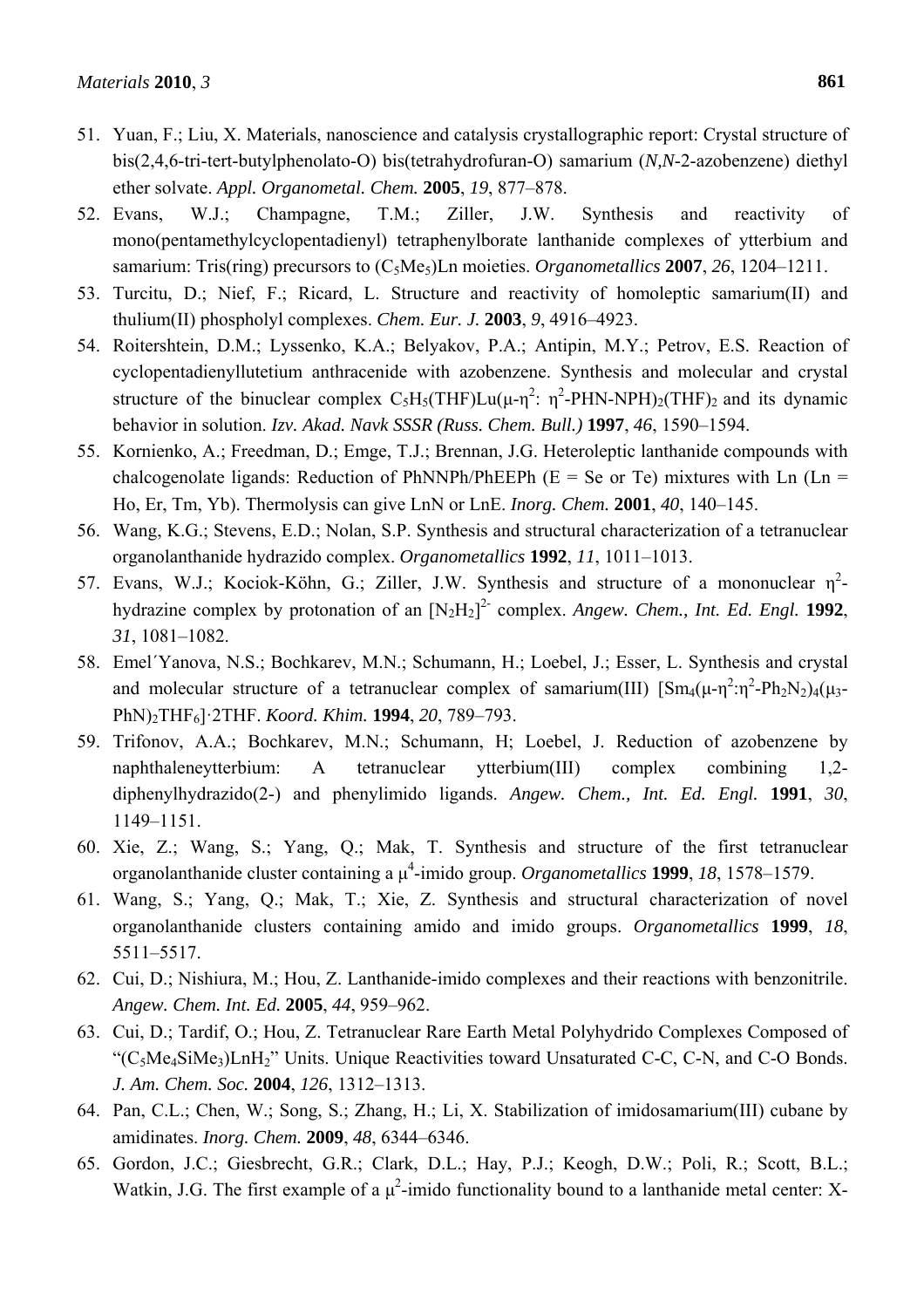51. Yuan, F.; Liu, X. Materials, nanoscience and catalysis crystallographic report: Crystal structure of bis(2,4,6-tri-tert-butylphenolato-O) bis(tetrahydrofuran-O) samarium (*N,N*-2-azobenzene) diethyl ether solvate. *Appl. Organometal. Chem.* **2005**, *19*, 877–878.
52. Evans, W.J.; Champagne, T.M.; Ziller, J.W. Synthesis and reactivity of mono(pentamethylcyclopentadienyl) tetraphenylborate lanthanide complexes of ytterbium and samarium: Tris(ring) precursors to $(C_5Me_5)$Ln moieties. *Organometallics* **2007**, *26*, 1204–1211.
53. Turcitu, D.; Nief, F.; Ricard, L. Structure and reactivity of homoleptic samarium(II) and thulium(II) phospholyl complexes. *Chem. Eur. J.* **2003**, *9*, 4916–4923.
54. Roitershtein, D.M.; Lyssenko, K.A.; Belyakov, P.A.; Antipin, M.Y.; Petrov, E.S. Reaction of cyclopentadienyllutetium anthracenide with azobenzene. Synthesis and molecular and crystal structure of the binuclear complex $C_5H_5(THF)Lu(\mu\text{-}\eta^2\text{: }\eta^2\text{-PHN-NPH})_2(THF)_2$ and its dynamic behavior in solution. *Izv. Akad. Navk SSSR (Russ. Chem. Bull.)* **1997**, *46*, 1590–1594.
55. Kornienko, A.; Freedman, D.; Emge, T.J.; Brennan, J.G. Heteroleptic lanthanide compounds with chalcogenolate ligands: Reduction of PhNNPh/PhEEPh (E = Se or Te) mixtures with Ln (Ln = Ho, Er, Tm, Yb). Thermolysis can give LnN or LnE. *Inorg. Chem.* **2001**, *40*, 140–145.
56. Wang, K.G.; Stevens, E.D.; Nolan, S.P. Synthesis and structural characterization of a tetranuclear organolanthanide hydrazido complex. *Organometallics* **1992**, *11*, 1011–1013.
57. Evans, W.J.; Kociok-Köhn, G.; Ziller, J.W. Synthesis and structure of a mononuclear $\eta^2$-hydrazine complex by protonation of an $[N_2H_2]^{2-}$ complex. *Angew. Chem., Int. Ed. Engl.* **1992**, *31*, 1081–1082.
58. Emel´Yanova, N.S.; Bochkarev, M.N.; Schumann, H.; Loebel, J.; Esser, L. Synthesis and crystal and molecular structure of a tetranuclear complex of samarium(III) $[Sm_4(\mu\text{-}\eta^2\text{:}\eta^2\text{-}Ph_2N_2)_4(\mu_3\text{-}PhN)_2THF_6]\cdot 2THF$. *Koord. Khim.* **1994**, *20*, 789–793.
59. Trifonov, A.A.; Bochkarev, M.N.; Schumann, H; Loebel, J. Reduction of azobenzene by naphthaleneytterbium: A tetranuclear ytterbium(III) complex combining 1,2-diphenylhydrazido(2-) and phenylimido ligands. *Angew. Chem., Int. Ed. Engl.* **1991**, *30*, 1149–1151.
60. Xie, Z.; Wang, S.; Yang, Q.; Mak, T. Synthesis and structure of the first tetranuclear organolanthanide cluster containing a $\mu^4$-imido group. *Organometallics* **1999**, *18*, 1578–1579.
61. Wang, S.; Yang, Q.; Mak, T.; Xie, Z. Synthesis and structural characterization of novel organolanthanide clusters containing amido and imido groups. *Organometallics* **1999**, *18*, 5511–5517.
62. Cui, D.; Nishiura, M.; Hou, Z. Lanthanide-imido complexes and their reactions with benzonitrile. *Angew. Chem. Int. Ed.* **2005**, *44*, 959–962.
63. Cui, D.; Tardif, O.; Hou, Z. Tetranuclear Rare Earth Metal Polyhydrido Complexes Composed of "$(C_5Me_4SiMe_3)LnH_2$" Units. Unique Reactivities toward Unsaturated C-C, C-N, and C-O Bonds. *J. Am. Chem. Soc.* **2004**, *126*, 1312–1313.
64. Pan, C.L.; Chen, W.; Song, S.; Zhang, H.; Li, X. Stabilization of imidosamarium(III) cubane by amidinates. *Inorg. Chem.* **2009**, *48*, 6344–6346.
65. Gordon, J.C.; Giesbrecht, G.R.; Clark, D.L.; Hay, P.J.; Keogh, D.W.; Poli, R.; Scott, B.L.; Watkin, J.G. The first example of a $\mu^2$-imido functionality bound to a lanthanide metal center: X-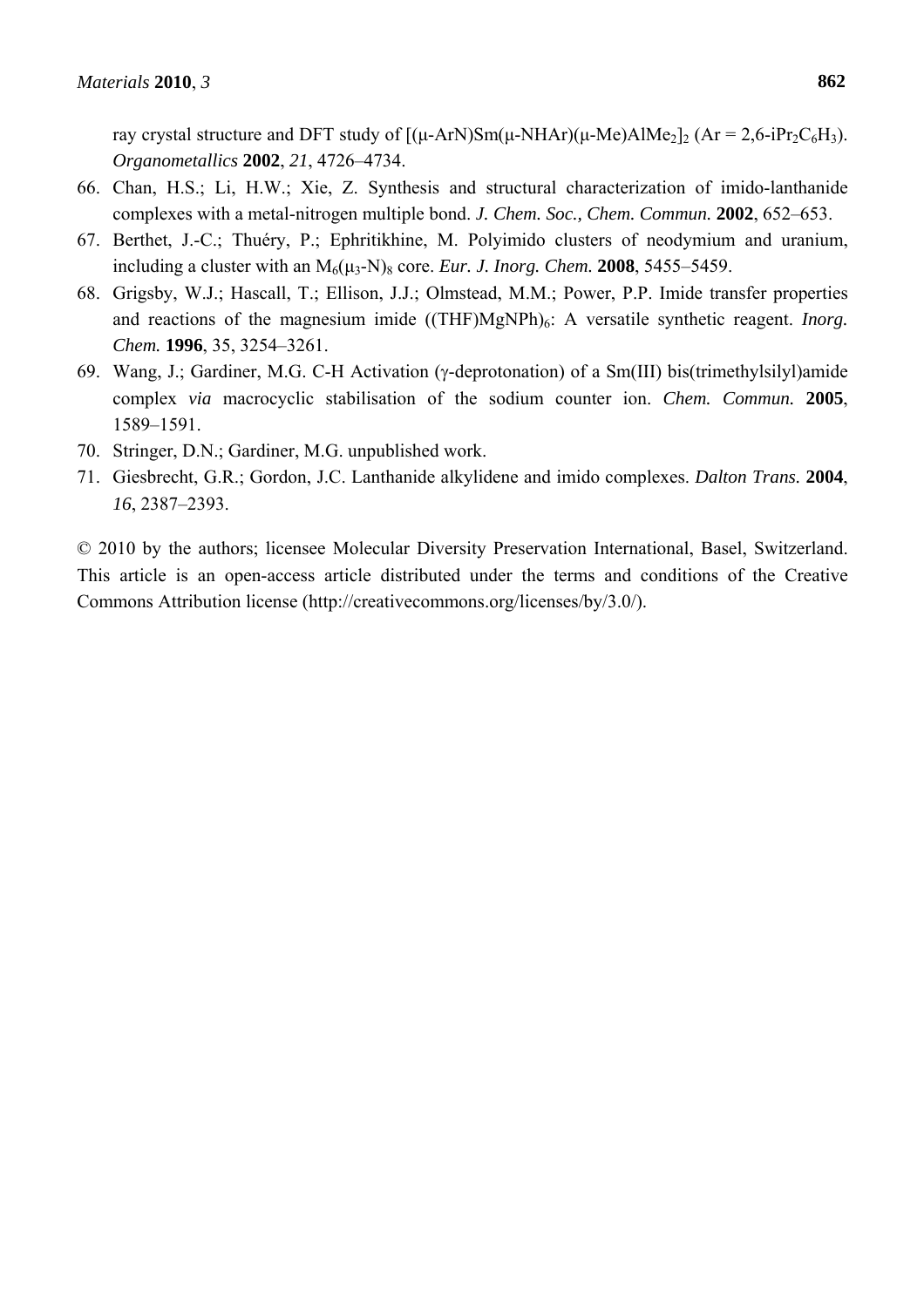ray crystal structure and DFT study of $[(\mu\text{-ArN})Sm(\mu\text{-NHAr})(\mu\text{-Me})AlMe_2]_2$ (Ar = 2,6-$iPr_2C_6H_3$). *Organometallics* **2002**, *21*, 4726–4734.

66. Chan, H.S.; Li, H.W.; Xie, Z. Synthesis and structural characterization of imido-lanthanide complexes with a metal-nitrogen multiple bond. *J. Chem. Soc., Chem. Commun.* **2002**, 652–653.
67. Berthet, J.-C.; Thuéry, P.; Ephritikhine, M. Polyimido clusters of neodymium and uranium, including a cluster with an $M_6(\mu_3\text{-N})_8$ core. *Eur. J. Inorg. Chem.* **2008**, 5455–5459.
68. Grigsby, W.J.; Hascall, T.; Ellison, J.J.; Olmstead, M.M.; Power, P.P. Imide transfer properties and reactions of the magnesium imide $((THF)MgNPh)_6$: A versatile synthetic reagent. *Inorg. Chem.* **1996**, 35, 3254–3261.
69. Wang, J.; Gardiner, M.G. C-H Activation (γ-deprotonation) of a Sm(III) bis(trimethylsilyl)amide complex *via* macrocyclic stabilisation of the sodium counter ion. *Chem. Commun.* **2005**, 1589–1591.
70. Stringer, D.N.; Gardiner, M.G. unpublished work.
71. Giesbrecht, G.R.; Gordon, J.C. Lanthanide alkylidene and imido complexes. *Dalton Trans.* **2004**, *16*, 2387–2393.

© 2010 by the authors; licensee Molecular Diversity Preservation International, Basel, Switzerland. This article is an open-access article distributed under the terms and conditions of the Creative Commons Attribution license (http://creativecommons.org/licenses/by/3.0/).